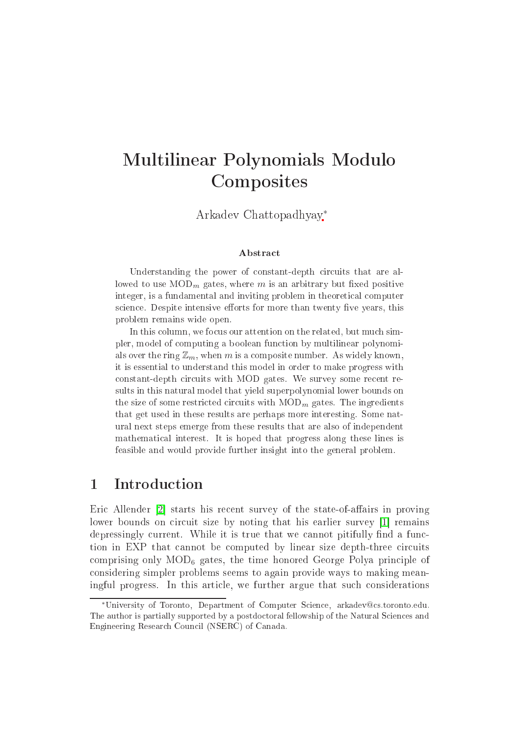# Multilinear Polynomials Modulo Composites

Arkadev Chattopadhyay*

### Abstract

Understanding the power of constant-depth circuits that are allowed to use $\mathrm{MOD}_m$ gates, where $m$ is an arbitrary but fixed positive integer, is a fundamental and inviting problem in theoretical computer science. Despite intensive efforts for more than twenty five years, this problem remains wide open.

In this column, we focus our attention on the related, but much simpler, model of computing a boolean function by multilinear polynomials over the ring $\mathbb{Z}_m$, when $m$ is a composite number. As widely known, it is essential to understand this model in order to make progress with constant-depth circuits with MOD gates. We survey some recent results in this natural model that yield superpolynomial lower bounds on the size of some restricted circuits with $\mathrm{MOD}_m$ gates. The ingredients that get used in these results are perhaps more interesting. Some natural next steps emerge from these results that are also of independent mathematical interest. It is hoped that progress along these lines is feasible and would provide further insight into the general problem.

## 1 Introduction

Eric Allender [2] starts his recent survey of the state-of-affairs in proving lower bounds on circuit size by noting that his earlier survey [1] remains depressingly current. While it is true that we cannot pitifully find a function in EXP that cannot be computed by linear size depth-three circuits comprising only $\mathrm{MOD}_6$ gates, the time honored George Polya principle of considering simpler problems seems to again provide ways to making meaningful progress. In this article, we further argue that such considerations

*University of Toronto, Department of Computer Science, arkadev@cs.toronto.edu. The author is partially supported by a postdoctoral fellowship of the Natural Sciences and Engineering Research Council (NSERC) of Canada.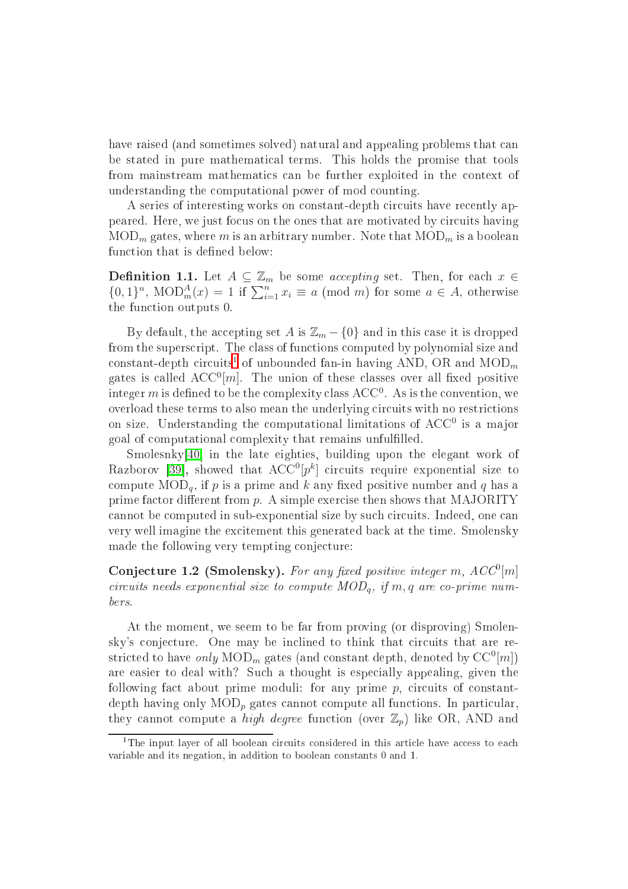have raised (and sometimes solved) natural and appealing problems that can be stated in pure mathematical terms. This holds the promise that tools from mainstream mathematics can be further exploited in the context of understanding the computational power of mod counting.

A series of interesting works on constant-depth circuits have recently appeared. Here, we just focus on the ones that are motivated by circuits having $\mathrm{MOD}_m$ gates, where $m$ is an arbitrary number. Note that $\mathrm{MOD}_m$ is a boolean function that is defined below:

**Definition 1.1.** Let $A \subseteq \mathbb{Z}_m$ be some *accepting* set. Then, for each $x \in \{0,1\}^n$, $\mathrm{MOD}_m^A(x) = 1$ if $\sum_{i=1}^n x_i \equiv a \pmod{m}$ for some $a \in A$, otherwise the function outputs 0.

By default, the accepting set $A$ is $\mathbb{Z}_m - \{0\}$ and in this case it is dropped from the superscript. The class of functions computed by polynomial size and constant-depth circuits[1] of unbounded fan-in having AND, OR and $\mathrm{MOD}_m$ gates is called $\mathrm{ACC}^0[m]$. The union of these classes over all fixed positive integer $m$ is defined to be the complexity class $\mathrm{ACC}^0$. As is the convention, we overload these terms to also mean the underlying circuits with no restrictions on size. Understanding the computational limitations of $\mathrm{ACC}^0$ is a major goal of computational complexity that remains unfulfilled.

Smolesnky[40] in the late eighties, building upon the elegant work of Razborov [39], showed that $\mathrm{ACC}^0[p^k]$ circuits require exponential size to compute $\mathrm{MOD}_q$, if $p$ is a prime and $k$ any fixed positive number and $q$ has a prime factor different from $p$. A simple exercise then shows that MAJORITY cannot be computed in sub-exponential size by such circuits. Indeed, one can very well imagine the excitement this generated back at the time. Smolensky made the following very tempting conjecture:

**Conjecture 1.2 (Smolensky).** *For any fixed positive integer $m$, $ACC^0[m]$ circuits needs exponential size to compute $MOD_q$, if $m, q$ are co-prime numbers.*

At the moment, we seem to be far from proving (or disproving) Smolensky's conjecture. One may be inclined to think that circuits that are restricted to have *only* $\mathrm{MOD}_m$ gates (and constant depth, denoted by $\mathrm{CC}^0[m]$) are easier to deal with? Such a thought is especially appealing, given the following fact about prime moduli: for any prime $p$, circuits of constant-depth having only $\mathrm{MOD}_p$ gates cannot compute all functions. In particular, they cannot compute a *high degree* function (over $\mathbb{Z}_p$) like OR, AND and

[1] The input layer of all boolean circuits considered in this article have access to each variable and its negation, in addition to boolean constants 0 and 1.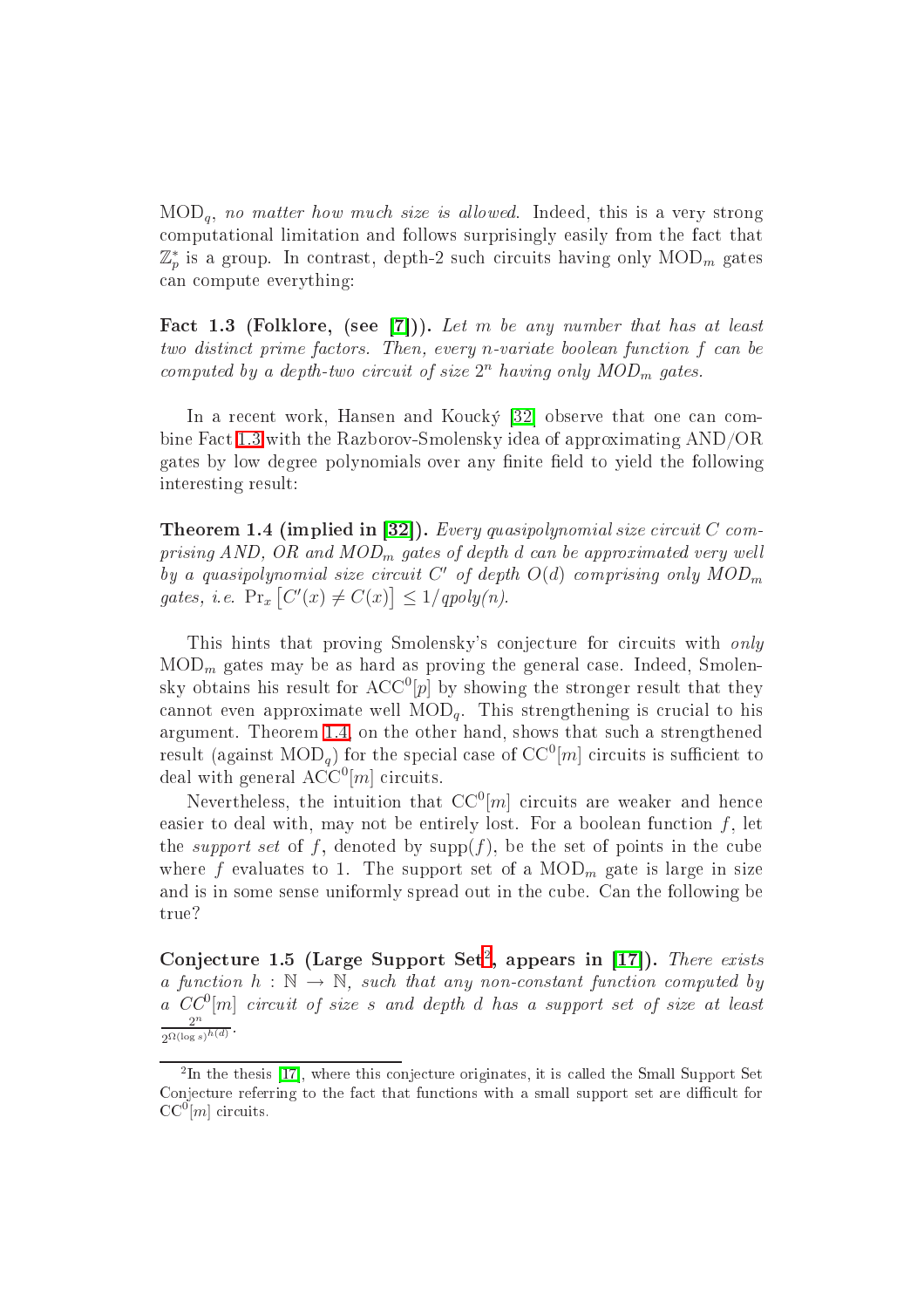$\text{MOD}_q$, *no matter how much size is allowed*. Indeed, this is a very strong computational limitation and follows surprisingly easily from the fact that $\mathbb{Z}_p^*$ is a group. In contrast, depth-2 such circuits having only $\text{MOD}_m$ gates can compute everything:

**Fact 1.3 (Folklore, (see [7])).** *Let $m$ be any number that has at least two distinct prime factors. Then, every $n$-variate boolean function $f$ can be computed by a depth-two circuit of size $2^n$ having only $MOD_m$ gates.*

In a recent work, Hansen and Koucký [32] observe that one can combine Fact 1.3 with the Razborov-Smolensky idea of approximating AND/OR gates by low degree polynomials over any finite field to yield the following interesting result:

**Theorem 1.4 (implied in [32]).** *Every quasipolynomial size circuit $C$ comprising AND, OR and $MOD_m$ gates of depth $d$ can be approximated very well by a quasipolynomial size circuit $C'$ of depth $O(d)$ comprising only $MOD_m$ gates, i.e.* $\Pr_x\left[C'(x) \neq C(x)\right] \leq 1/qpoly(n)$.

This hints that proving Smolensky's conjecture for circuits with *only* $\text{MOD}_m$ gates may be as hard as proving the general case. Indeed, Smolensky obtains his result for $\text{ACC}^0[p]$ by showing the stronger result that they cannot even approximate well $\text{MOD}_q$. This strengthening is crucial to his argument. Theorem 1.4, on the other hand, shows that such a strengthened result (against $\text{MOD}_q$) for the special case of $\text{CC}^0[m]$ circuits is sufficient to deal with general $\text{ACC}^0[m]$ circuits.

Nevertheless, the intuition that $\text{CC}^0[m]$ circuits are weaker and hence easier to deal with, may not be entirely lost. For a boolean function $f$, let the *support set* of $f$, denoted by $\text{supp}(f)$, be the set of points in the cube where $f$ evaluates to 1. The support set of a $\text{MOD}_m$ gate is large in size and is in some sense uniformly spread out in the cube. Can the following be true?

**Conjecture 1.5 (Large Support Set[2], appears in [17]).** *There exists a function $h : \mathbb{N} \to \mathbb{N}$, such that any non-constant function computed by a $CC^0[m]$ circuit of size $s$ and depth $d$ has a support set of size at least* $\frac{2^n}{2^{\Omega(\log s)^{h(d)}}}$.

[2] In the thesis [17], where this conjecture originates, it is called the Small Support Set Conjecture referring to the fact that functions with a small support set are difficult for $\text{CC}^0[m]$ circuits.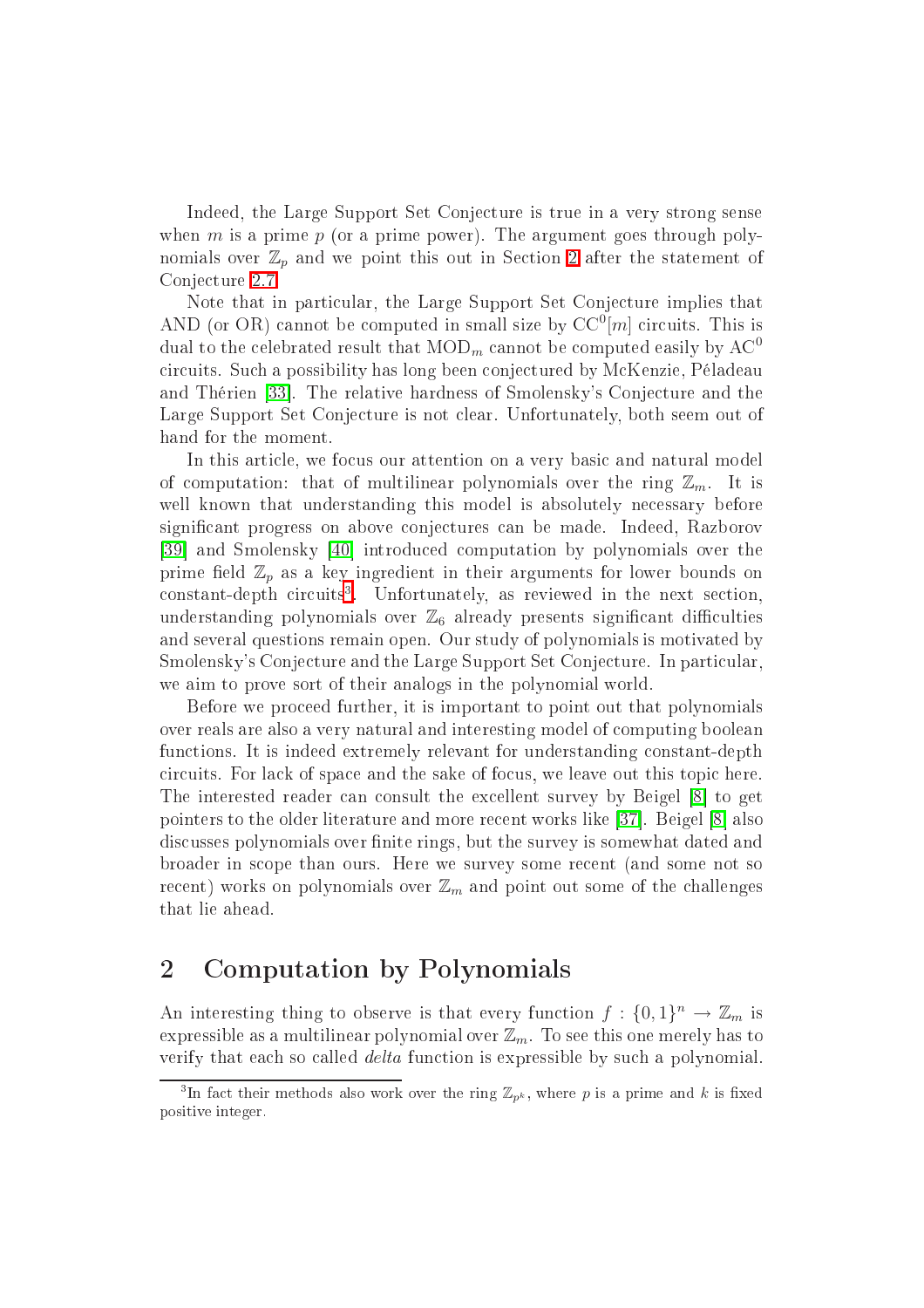Indeed, the Large Support Set Conjecture is true in a very strong sense when $m$ is a prime $p$ (or a prime power). The argument goes through polynomials over $\mathbb{Z}_p$ and we point this out in Section 2 after the statement of Conjecture 2.7.

Note that in particular, the Large Support Set Conjecture implies that AND (or OR) cannot be computed in small size by $\mathrm{CC}^0[m]$ circuits. This is dual to the celebrated result that $\mathrm{MOD}_m$ cannot be computed easily by $\mathrm{AC}^0$ circuits. Such a possibility has long been conjectured by McKenzie, Péladeau and Thérien [33]. The relative hardness of Smolensky's Conjecture and the Large Support Set Conjecture is not clear. Unfortunately, both seem out of hand for the moment.

In this article, we focus our attention on a very basic and natural model of computation: that of multilinear polynomials over the ring $\mathbb{Z}_m$. It is well known that understanding this model is absolutely necessary before significant progress on above conjectures can be made. Indeed, Razborov [39] and Smolensky [40] introduced computation by polynomials over the prime field $\mathbb{Z}_p$ as a key ingredient in their arguments for lower bounds on constant-depth circuits[3]. Unfortunately, as reviewed in the next section, understanding polynomials over $\mathbb{Z}_6$ already presents significant difficulties and several questions remain open. Our study of polynomials is motivated by Smolensky's Conjecture and the Large Support Set Conjecture. In particular, we aim to prove sort of their analogs in the polynomial world.

Before we proceed further, it is important to point out that polynomials over reals are also a very natural and interesting model of computing boolean functions. It is indeed extremely relevant for understanding constant-depth circuits. For lack of space and the sake of focus, we leave out this topic here. The interested reader can consult the excellent survey by Beigel [8] to get pointers to the older literature and more recent works like [37]. Beigel [8] also discusses polynomials over finite rings, but the survey is somewhat dated and broader in scope than ours. Here we survey some recent (and some not so recent) works on polynomials over $\mathbb{Z}_m$ and point out some of the challenges that lie ahead.

## 2 Computation by Polynomials

An interesting thing to observe is that every function $f : \{0,1\}^n \to \mathbb{Z}_m$ is expressible as a multilinear polynomial over $\mathbb{Z}_m$. To see this one merely has to verify that each so called *delta* function is expressible by such a polynomial.

[3] In fact their methods also work over the ring $\mathbb{Z}_{p^k}$, where $p$ is a prime and $k$ is fixed positive integer.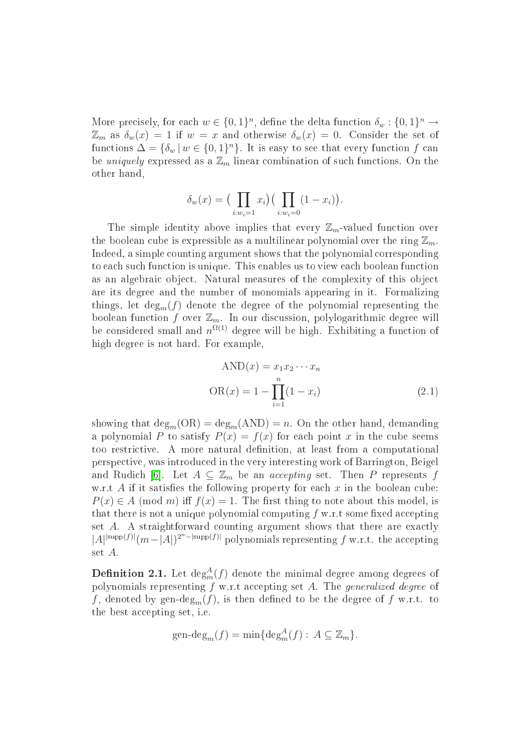More precisely, for each $w \in \{0,1\}^n$, define the delta function $\delta_w : \{0,1\}^n \rightarrow \mathbb{Z}_m$ as $\delta_w(x) = 1$ if $w = x$ and otherwise $\delta_w(x) = 0$. Consider the set of functions $\Delta = \{\delta_w \,|\, w \in \{0,1\}^n\}$. It is easy to see that every function $f$ can be *uniquely* expressed as a $\mathbb{Z}_m$ linear combination of such functions. On the other hand,

$$\delta_w(x) = \big(\prod_{i: w_i = 1} x_i\big)\big(\prod_{i: w_i = 0} (1 - x_i)\big).$$

The simple identity above implies that every $\mathbb{Z}_m$-valued function over the boolean cube is expressible as a multilinear polynomial over the ring $\mathbb{Z}_m$. Indeed, a simple counting argument shows that the polynomial corresponding to each such function is unique. This enables us to view each boolean function as an algebraic object. Natural measures of the complexity of this object are its degree and the number of monomials appearing in it. Formalizing things, let $\deg_m(f)$ denote the degree of the polynomial representing the boolean function $f$ over $\mathbb{Z}_m$. In our discussion, polylogarithmic degree will be considered small and $n^{\Omega(1)}$ degree will be high. Exhibiting a function of high degree is not hard. For example,

$$\begin{aligned} \mathrm{AND}(x) &= x_1 x_2 \cdots x_n \\ \mathrm{OR}(x) &= 1 - \prod_{i=1}^{n}(1 - x_i) \end{aligned} \tag{2.1}$$

showing that $\deg_m(\mathrm{OR}) = \deg_m(\mathrm{AND}) = n$. On the other hand, demanding a polynomial $P$ to satisfy $P(x) = f(x)$ for each point $x$ in the cube seems too restrictive. A more natural definition, at least from a computational perspective, was introduced in the very interesting work of Barrington, Beigel and Rudich [6]. Let $A \subseteq \mathbb{Z}_m$ be an *accepting* set. Then $P$ represents $f$ w.r.t $A$ if it satisfies the following property for each $x$ in the boolean cube: $P(x) \in A \pmod{m}$ iff $f(x) = 1$. The first thing to note about this model, is that there is not a unique polynomial computing $f$ w.r.t some fixed accepting set $A$. A straightforward counting argument shows that there are exactly $|A|^{|\mathrm{supp}(f)|}(m - |A|)^{2^n - |\mathrm{supp}(f)|}$ polynomials representing $f$ w.r.t. the accepting set $A$.

**Definition 2.1.** Let $\deg_m^A(f)$ denote the minimal degree among degrees of polynomials representing $f$ w.r.t accepting set $A$. The *generalized degree* of $f$, denoted by $\text{gen-deg}_m(f)$, is then defined to be the degree of $f$ w.r.t. to the best accepting set, i.e.

$$\text{gen-deg}_m(f) = \min\{\deg_m^A(f) : \, A \subseteq \mathbb{Z}_m\}.$$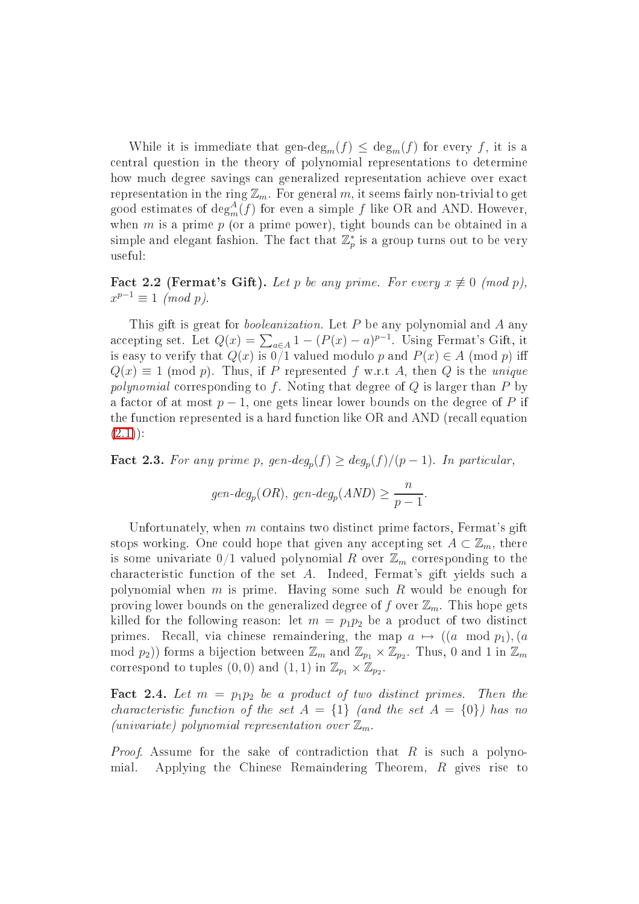While it is immediate that $\text{gen-deg}_m(f) \leq \deg_m(f)$ for every $f$, it is a central question in the theory of polynomial representations to determine how much degree savings can generalized representation achieve over exact representation in the ring $\mathbb{Z}_m$. For general $m$, it seems fairly non-trivial to get good estimates of $\deg_m^A(f)$ for even a simple $f$ like OR and AND. However, when $m$ is a prime $p$ (or a prime power), tight bounds can be obtained in a simple and elegant fashion. The fact that $\mathbb{Z}_p^*$ is a group turns out to be very useful:

**Fact 2.2 (Fermat's Gift).** *Let $p$ be any prime. For every $x \not\equiv 0 \pmod p$, $x^{p-1} \equiv 1 \pmod p$.*

This gift is great for *booleanization*. Let $P$ be any polynomial and $A$ any accepting set. Let $Q(x) = \sum_{a \in A} 1 - (P(x) - a)^{p-1}$. Using Fermat's Gift, it is easy to verify that $Q(x)$ is 0/1 valued modulo $p$ and $P(x) \in A \pmod p$ iff $Q(x) \equiv 1 \pmod p$. Thus, if $P$ represented $f$ w.r.t $A$, then $Q$ is the *unique polynomial* corresponding to $f$. Noting that degree of $Q$ is larger than $P$ by a factor of at most $p-1$, one gets linear lower bounds on the degree of $P$ if the function represented is a hard function like OR and AND (recall equation (2.1)):

**Fact 2.3.** *For any prime $p$, $\text{gen-deg}_p(f) \geq \deg_p(f)/(p-1)$. In particular,*

$$\text{gen-deg}_p(OR),\ \text{gen-deg}_p(AND) \geq \frac{n}{p-1}.$$

Unfortunately, when $m$ contains two distinct prime factors, Fermat's gift stops working. One could hope that given any accepting set $A \subset \mathbb{Z}_m$, there is some univariate 0/1 valued polynomial $R$ over $\mathbb{Z}_m$ corresponding to the characteristic function of the set $A$. Indeed, Fermat's gift yields such a polynomial when $m$ is prime. Having some such $R$ would be enough for proving lower bounds on the generalized degree of $f$ over $\mathbb{Z}_m$. This hope gets killed for the following reason: let $m = p_1 p_2$ be a product of two distinct primes. Recall, via chinese remaindering, the map $a \mapsto ((a \mod p_1), (a \mod p_2))$ forms a bijection between $\mathbb{Z}_m$ and $\mathbb{Z}_{p_1} \times \mathbb{Z}_{p_2}$. Thus, 0 and 1 in $\mathbb{Z}_m$ correspond to tuples $(0,0)$ and $(1,1)$ in $\mathbb{Z}_{p_1} \times \mathbb{Z}_{p_2}$.

**Fact 2.4.** *Let $m = p_1 p_2$ be a product of two distinct primes. Then the characteristic function of the set $A = \{1\}$ (and the set $A = \{0\}$) has no (univariate) polynomial representation over $\mathbb{Z}_m$.*

*Proof.* Assume for the sake of contradiction that $R$ is such a polynomial. Applying the Chinese Remaindering Theorem, $R$ gives rise to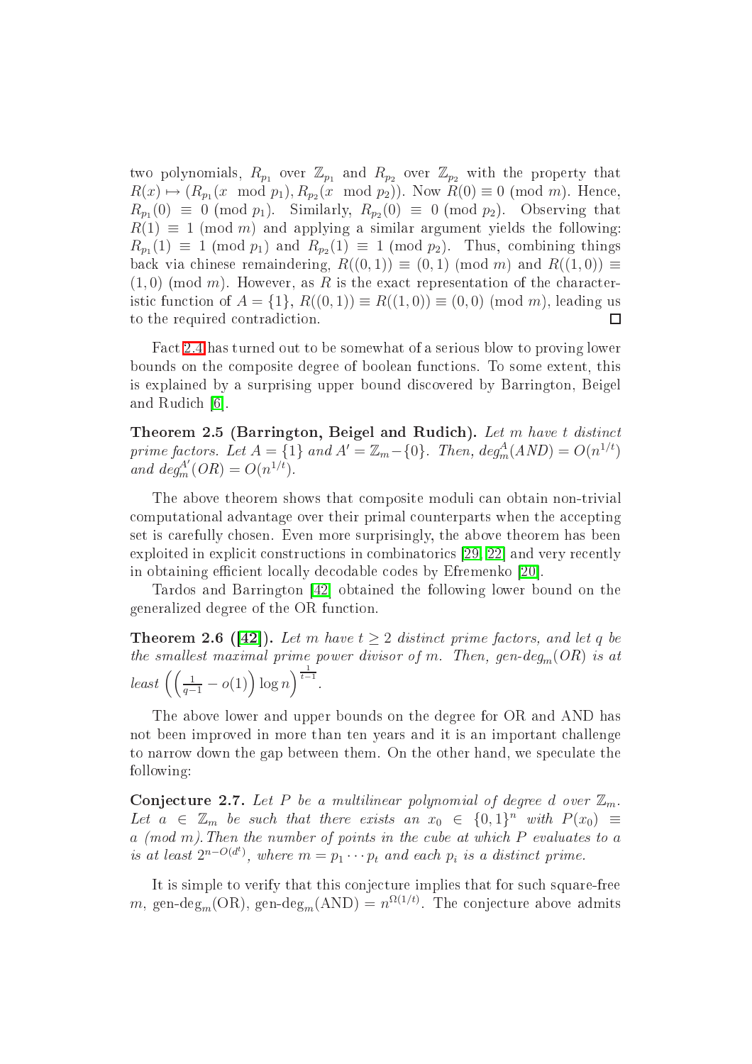two polynomials, $R_{p_1}$ over $\mathbb{Z}_{p_1}$ and $R_{p_2}$ over $\mathbb{Z}_{p_2}$ with the property that $R(x) \mapsto (R_{p_1}(x \mod p_1), R_{p_2}(x \mod p_2))$. Now $R(0) \equiv 0 \pmod{m}$. Hence, $R_{p_1}(0) \equiv 0 \pmod{p_1}$. Similarly, $R_{p_2}(0) \equiv 0 \pmod{p_2}$. Observing that $R(1) \equiv 1 \pmod{m}$ and applying a similar argument yields the following: $R_{p_1}(1) \equiv 1 \pmod{p_1}$ and $R_{p_2}(1) \equiv 1 \pmod{p_2}$. Thus, combining things back via chinese remaindering, $R((0,1)) \equiv (0,1) \pmod{m}$ and $R((1,0)) \equiv (1,0) \pmod{m}$. However, as $R$ is the exact representation of the characteristic function of $A = \{1\}$, $R((0,1)) \equiv R((1,0)) \equiv (0,0) \pmod{m}$, leading us to the required contradiction. □

Fact 2.4 has turned out to be somewhat of a serious blow to proving lower bounds on the composite degree of boolean functions. To some extent, this is explained by a surprising upper bound discovered by Barrington, Beigel and Rudich [6].

**Theorem 2.5 (Barrington, Beigel and Rudich).** *Let $m$ have $t$ distinct prime factors. Let $A = \{1\}$ and $A' = \mathbb{Z}_m - \{0\}$. Then, $deg_m^A(AND) = O(n^{1/t})$ and $deg_m^{A'}(OR) = O(n^{1/t})$.*

The above theorem shows that composite moduli can obtain non-trivial computational advantage over their primal counterparts when the accepting set is carefully chosen. Even more surprisingly, the above theorem has been exploited in explicit constructions in combinatorics [29, 22] and very recently in obtaining efficient locally decodable codes by Efremenko [20].

Tardos and Barrington [42] obtained the following lower bound on the generalized degree of the OR function.

**Theorem 2.6 ([42]).** *Let $m$ have $t \geq 2$ distinct prime factors, and let $q$ be the smallest maximal prime power divisor of $m$. Then, gen-$deg_m(OR)$ is at least $\left(\left(\frac{1}{q-1} - o(1)\right) \log n\right)^{\frac{1}{t-1}}$.*

The above lower and upper bounds on the degree for OR and AND has not been improved in more than ten years and it is an important challenge to narrow down the gap between them. On the other hand, we speculate the following:

**Conjecture 2.7.** *Let $P$ be a multilinear polynomial of degree $d$ over $\mathbb{Z}_m$. Let $a \in \mathbb{Z}_m$ be such that there exists an $x_0 \in \{0,1\}^n$ with $P(x_0) \equiv a \pmod{m}$. Then the number of points in the cube at which $P$ evaluates to $a$ is at least $2^{n-O(d^t)}$, where $m = p_1 \cdots p_t$ and each $p_i$ is a distinct prime.*

It is simple to verify that this conjecture implies that for such square-free $m$, gen-$\deg_m$(OR), gen-$\deg_m$(AND) $= n^{\Omega(1/t)}$. The conjecture above admits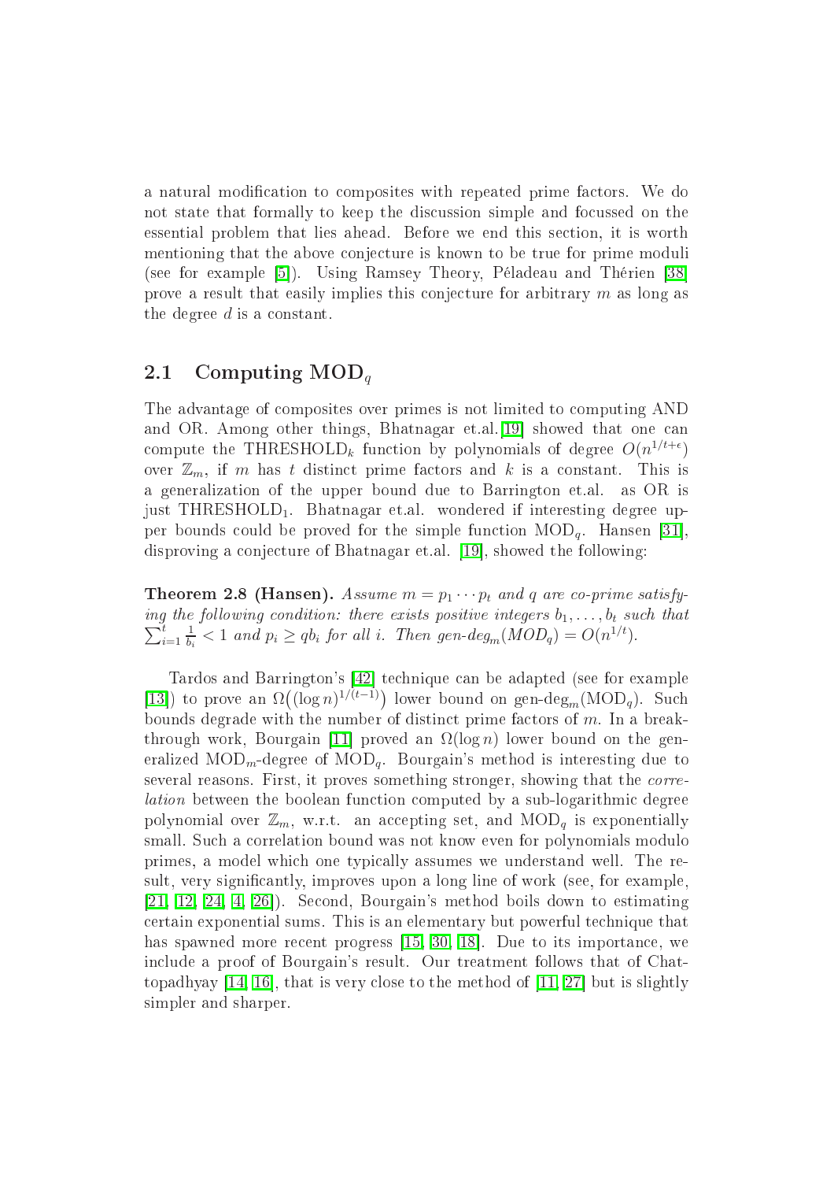a natural modification to composites with repeated prime factors. We do not state that formally to keep the discussion simple and focussed on the essential problem that lies ahead. Before we end this section, it is worth mentioning that the above conjecture is known to be true for prime moduli (see for example [5]). Using Ramsey Theory, Péladeau and Thérien [38] prove a result that easily implies this conjecture for arbitrary $m$ as long as the degree $d$ is a constant.

## 2.1 Computing $\mathrm{MOD}_q$

The advantage of composites over primes is not limited to computing AND and OR. Among other things, Bhatnagar et.al.[19] showed that one can compute the $\mathrm{THRESHOLD}_k$ function by polynomials of degree $O(n^{1/t+\epsilon})$ over $\mathbb{Z}_m$, if $m$ has $t$ distinct prime factors and $k$ is a constant. This is a generalization of the upper bound due to Barrington et.al. as OR is just $\mathrm{THRESHOLD}_1$. Bhatnagar et.al. wondered if interesting degree upper bounds could be proved for the simple function $\mathrm{MOD}_q$. Hansen [31], disproving a conjecture of Bhatnagar et.al. [19], showed the following:

**Theorem 2.8 (Hansen).** *Assume $m = p_1 \cdots p_t$ and $q$ are co-prime satisfying the following condition: there exists positive integers $b_1, \ldots, b_t$ such that $\sum_{i=1}^{t} \frac{1}{b_i} < 1$ and $p_i \geq qb_i$ for all $i$. Then gen-deg$_m(MOD_q) = O(n^{1/t})$.*

Tardos and Barrington's [42] technique can be adapted (see for example [13]) to prove an $\Omega\big((\log n)^{1/(t-1)}\big)$ lower bound on gen-deg$_m(\mathrm{MOD}_q)$. Such bounds degrade with the number of distinct prime factors of $m$. In a breakthrough work, Bourgain [11] proved an $\Omega(\log n)$ lower bound on the generalized $\mathrm{MOD}_m$-degree of $\mathrm{MOD}_q$. Bourgain's method is interesting due to several reasons. First, it proves something stronger, showing that the *correlation* between the boolean function computed by a sub-logarithmic degree polynomial over $\mathbb{Z}_m$, w.r.t. an accepting set, and $\mathrm{MOD}_q$ is exponentially small. Such a correlation bound was not know even for polynomials modulo primes, a model which one typically assumes we understand well. The result, very significantly, improves upon a long line of work (see, for example, [21, 12, 24, 4, 26]). Second, Bourgain's method boils down to estimating certain exponential sums. This is an elementary but powerful technique that has spawned more recent progress [15, 30, 18]. Due to its importance, we include a proof of Bourgain's result. Our treatment follows that of Chattopadhyay [14, 16], that is very close to the method of [11, 27] but is slightly simpler and sharper.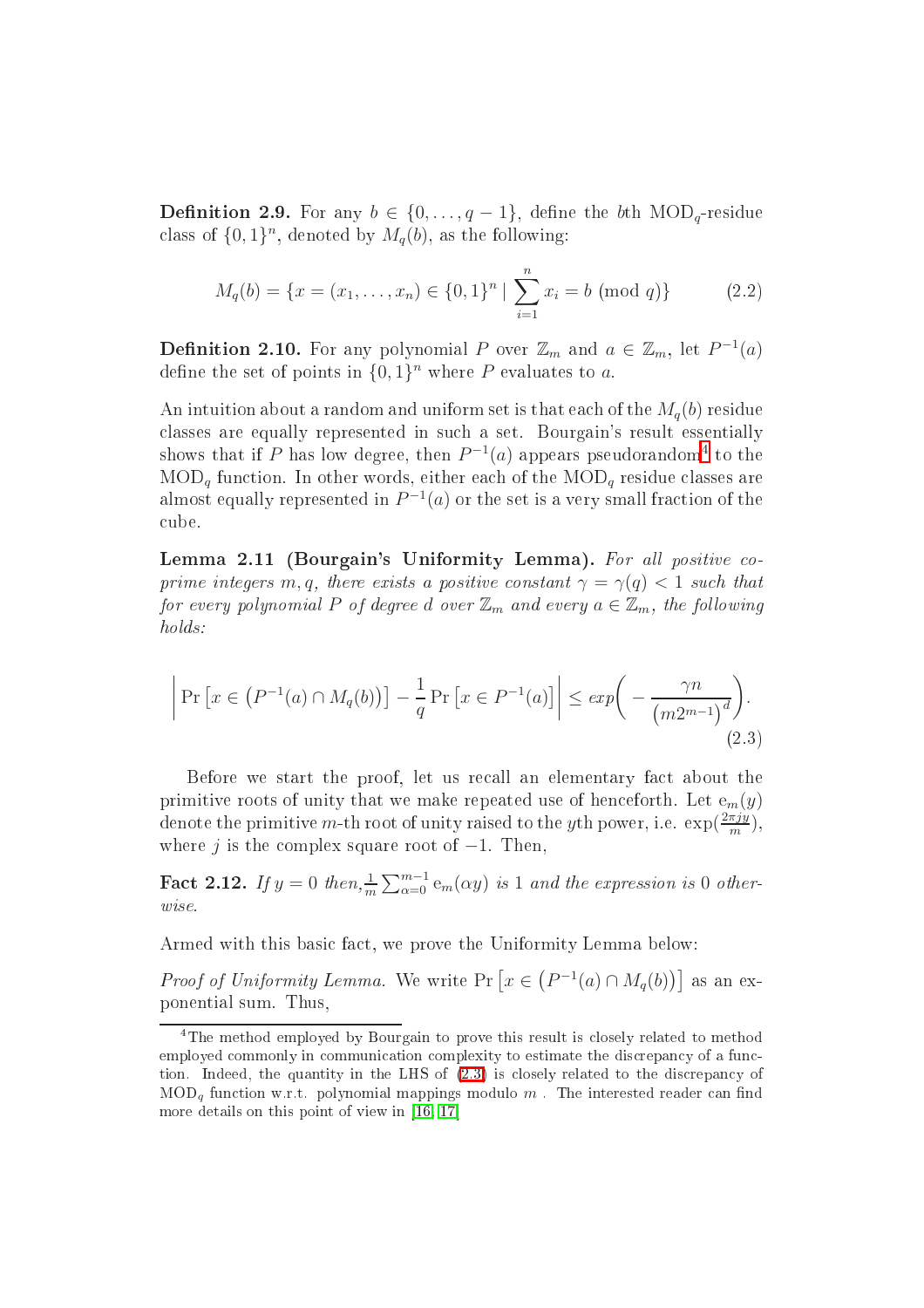**Definition 2.9.** For any $b \in \{0, \ldots, q-1\}$, define the $b$th $\mathrm{MOD}_q$-residue class of $\{0,1\}^n$, denoted by $M_q(b)$, as the following:

$$M_q(b) = \{x = (x_1, \ldots, x_n) \in \{0,1\}^n \mid \sum_{i=1}^{n} x_i = b \pmod{q}\} \tag{2.2}$$

**Definition 2.10.** For any polynomial $P$ over $\mathbb{Z}_m$ and $a \in \mathbb{Z}_m$, let $P^{-1}(a)$ define the set of points in $\{0,1\}^n$ where $P$ evaluates to $a$.

An intuition about a random and uniform set is that each of the $M_q(b)$ residue classes are equally represented in such a set. Bourgain's result essentially shows that if $P$ has low degree, then $P^{-1}(a)$ appears pseudorandom[4] to the $\mathrm{MOD}_q$ function. In other words, either each of the $\mathrm{MOD}_q$ residue classes are almost equally represented in $P^{-1}(a)$ or the set is a very small fraction of the cube.

**Lemma 2.11 (Bourgain's Uniformity Lemma).** *For all positive co-prime integers $m, q$, there exists a positive constant $\gamma = \gamma(q) < 1$ such that for every polynomial $P$ of degree $d$ over $\mathbb{Z}_m$ and every $a \in \mathbb{Z}_m$, the following holds:*

$$\left| \Pr\left[x \in \left(P^{-1}(a) \cap M_q(b)\right)\right] - \frac{1}{q}\Pr\left[x \in P^{-1}(a)\right] \right| \leq exp\left(-\frac{\gamma n}{\left(m2^{m-1}\right)^d}\right). \tag{2.3}$$

Before we start the proof, let us recall an elementary fact about the primitive roots of unity that we make repeated use of henceforth. Let $\mathrm{e}_m(y)$ denote the primitive $m$-th root of unity raised to the $y$th power, i.e. $\exp(\frac{2\pi j y}{m})$, where $j$ is the complex square root of $-1$. Then,

**Fact 2.12.** *If $y = 0$ then, $\frac{1}{m}\sum_{\alpha=0}^{m-1} \mathrm{e}_m(\alpha y)$ is 1 and the expression is 0 otherwise.*

Armed with this basic fact, we prove the Uniformity Lemma below:

*Proof of Uniformity Lemma.* We write $\Pr\left[x \in \left(P^{-1}(a) \cap M_q(b)\right)\right]$ as an exponential sum. Thus,

[4] The method employed by Bourgain to prove this result is closely related to method employed commonly in communication complexity to estimate the discrepancy of a function. Indeed, the quantity in the LHS of (2.3) is closely related to the discrepancy of $\mathrm{MOD}_q$ function w.r.t. polynomial mappings modulo $m$. The interested reader can find more details on this point of view in [16, 17]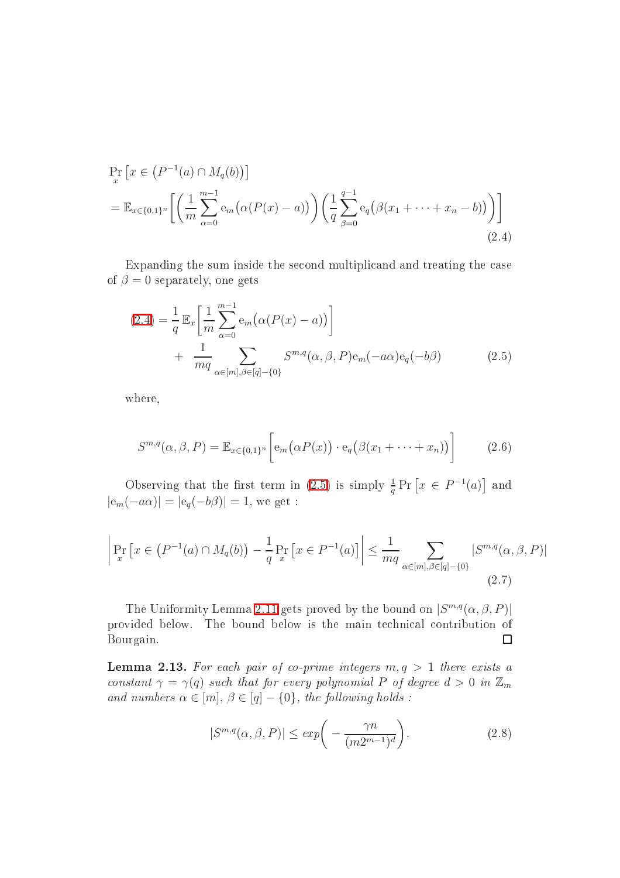$$\Pr_x\left[x \in \left(P^{-1}(a) \cap M_q(b)\right)\right]$$
$$= \mathbb{E}_{x\in\{0,1\}^n}\left[\left(\frac{1}{m}\sum_{\alpha=0}^{m-1} \mathrm{e}_m\big(\alpha(P(x)-a)\big)\right)\left(\frac{1}{q}\sum_{\beta=0}^{q-1}\mathrm{e}_q\big(\beta(x_1+\cdots+x_n-b)\big)\right)\right] \tag{2.4}$$

Expanding the sum inside the second multiplicand and treating the case of $\beta = 0$ separately, one gets

$$\text{(2.4)} = \frac{1}{q}\,\mathbb{E}_x\left[\frac{1}{m}\sum_{\alpha=0}^{m-1}\mathrm{e}_m\big(\alpha(P(x)-a)\big)\right] + \frac{1}{mq}\sum_{\alpha\in[m],\beta\in[q]-\{0\}} S^{m,q}(\alpha,\beta,P)\mathrm{e}_m(-a\alpha)\mathrm{e}_q(-b\beta) \tag{2.5}$$

where,

$$S^{m,q}(\alpha,\beta,P) = \mathbb{E}_{x\in\{0,1\}^n}\left[\mathrm{e}_m\big(\alpha P(x)\big)\cdot \mathrm{e}_q\big(\beta(x_1+\cdots+x_n)\big)\right] \tag{2.6}$$

Observing that the first term in (2.5) is simply $\frac{1}{q}\Pr\left[x \in P^{-1}(a)\right]$ and $|\mathrm{e}_m(-a\alpha)| = |\mathrm{e}_q(-b\beta)| = 1$, we get :

$$\left|\Pr_x\left[x \in \left(P^{-1}(a)\cap M_q(b)\right) - \frac{1}{q}\Pr_x\left[x\in P^{-1}(a)\right]\right|\right. \leq \frac{1}{mq}\sum_{\alpha\in[m],\beta\in[q]-\{0\}} |S^{m,q}(\alpha,\beta,P)| \tag{2.7}$$

The Uniformity Lemma 2.11 gets proved by the bound on $|S^{m,q}(\alpha,\beta,P)|$ provided below. The bound below is the main technical contribution of Bourgain. □

**Lemma 2.13.** *For each pair of co-prime integers $m, q > 1$ there exists a constant $\gamma = \gamma(q)$ such that for every polynomial $P$ of degree $d > 0$ in $\mathbb{Z}_m$ and numbers $\alpha \in [m]$, $\beta \in [q] - \{0\}$, the following holds :*

$$|S^{m,q}(\alpha,\beta,P)| \leq exp\left(-\frac{\gamma n}{(m2^{m-1})^d}\right). \tag{2.8}$$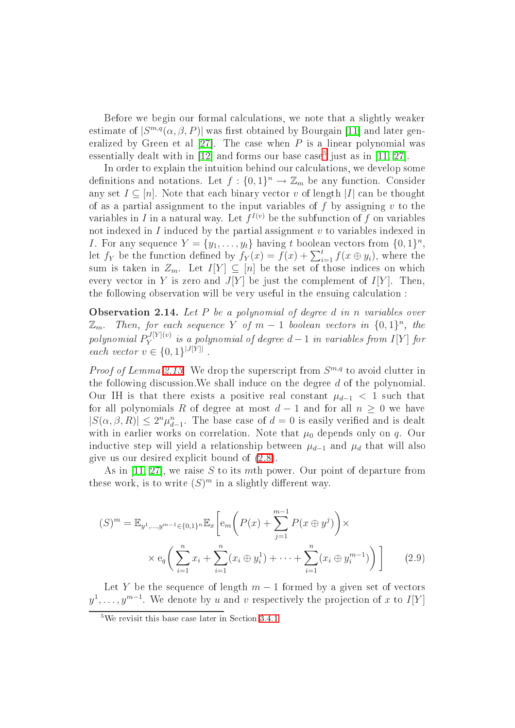Before we begin our formal calculations, we note that a slightly weaker estimate of $|S^{m,q}(\alpha, \beta, P)|$ was first obtained by Bourgain [11] and later generalized by Green et al [27]. The case when $P$ is a linear polynomial was essentially dealt with in [12] and forms our base case[5] just as in [11, 27].

In order to explain the intuition behind our calculations, we develop some definitions and notations. Let $f : \{0,1\}^n \to \mathbb{Z}_m$ be any function. Consider any set $I \subseteq [n]$. Note that each binary vector $v$ of length $|I|$ can be thought of as a partial assignment to the input variables of $f$ by assigning $v$ to the variables in $I$ in a natural way. Let $f^{I(v)}$ be the subfunction of $f$ on variables not indexed in $I$ induced by the partial assignment $v$ to variables indexed in $I$. For any sequence $Y = \{y_1, \ldots, y_t\}$ having $t$ boolean vectors from $\{0,1\}^n$, let $f_Y$ be the function defined by $f_Y(x) = f(x) + \sum_{i=1}^{t} f(x \oplus y_i)$, where the sum is taken in $Z_m$. Let $I[Y] \subseteq [n]$ be the set of those indices on which every vector in $Y$ is zero and $J[Y]$ be just the complement of $I[Y]$. Then, the following observation will be very useful in the ensuing calculation :

**Observation 2.14.** *Let $P$ be a polynomial of degree $d$ in $n$ variables over $\mathbb{Z}_m$. Then, for each sequence $Y$ of $m-1$ boolean vectors in $\{0,1\}^n$, the polynomial $P_Y^{J[Y](v)}$ is a polynomial of degree $d-1$ in variables from $I[Y]$ for each vector $v \in \{0,1\}^{|J[Y]|}$ .*

*Proof of Lemma 2.13.* We drop the superscript from $S^{m,q}$ to avoid clutter in the following discussion.We shall induce on the degree $d$ of the polynomial. Our IH is that there exists a positive real constant $\mu_{d-1} < 1$ such that for all polynomials $R$ of degree at most $d-1$ and for all $n \geq 0$ we have $|S(\alpha, \beta, R)| \leq 2^n \mu_{d-1}^n$. The base case of $d = 0$ is easily verified and is dealt with in earlier works on correlation. Note that $\mu_0$ depends only on $q$. Our inductive step will yield a relationship between $\mu_{d-1}$ and $\mu_d$ that will also give us our desired explicit bound of (2.8).

As in [11, 27], we raise $S$ to its $m$th power. Our point of departure from these work, is to write $(S)^m$ in a slightly different way.

$$(S)^m = \mathbb{E}_{y^1,\ldots,y^{m-1} \in \{0,1\}^n} \mathbb{E}_x \Bigg[ \mathrm{e}_m\Bigg( P(x) + \sum_{j=1}^{m-1} P(x \oplus y^j) \Bigg) \times \\ \times \, \mathrm{e}_q\Bigg( \sum_{i=1}^{n} x_i + \sum_{i=1}^{n} (x_i \oplus y_i^1) + \cdots + \sum_{i=1}^{n} (x_i \oplus y_i^{m-1}) \Bigg) \Bigg] \qquad (2.9)$$

Let $Y$ be the sequence of length $m-1$ formed by a given set of vectors $y^1, \ldots, y^{m-1}$. We denote by $u$ and $v$ respectively the projection of $x$ to $I[Y]$

[5] We revisit this base case later in Section 3.4.1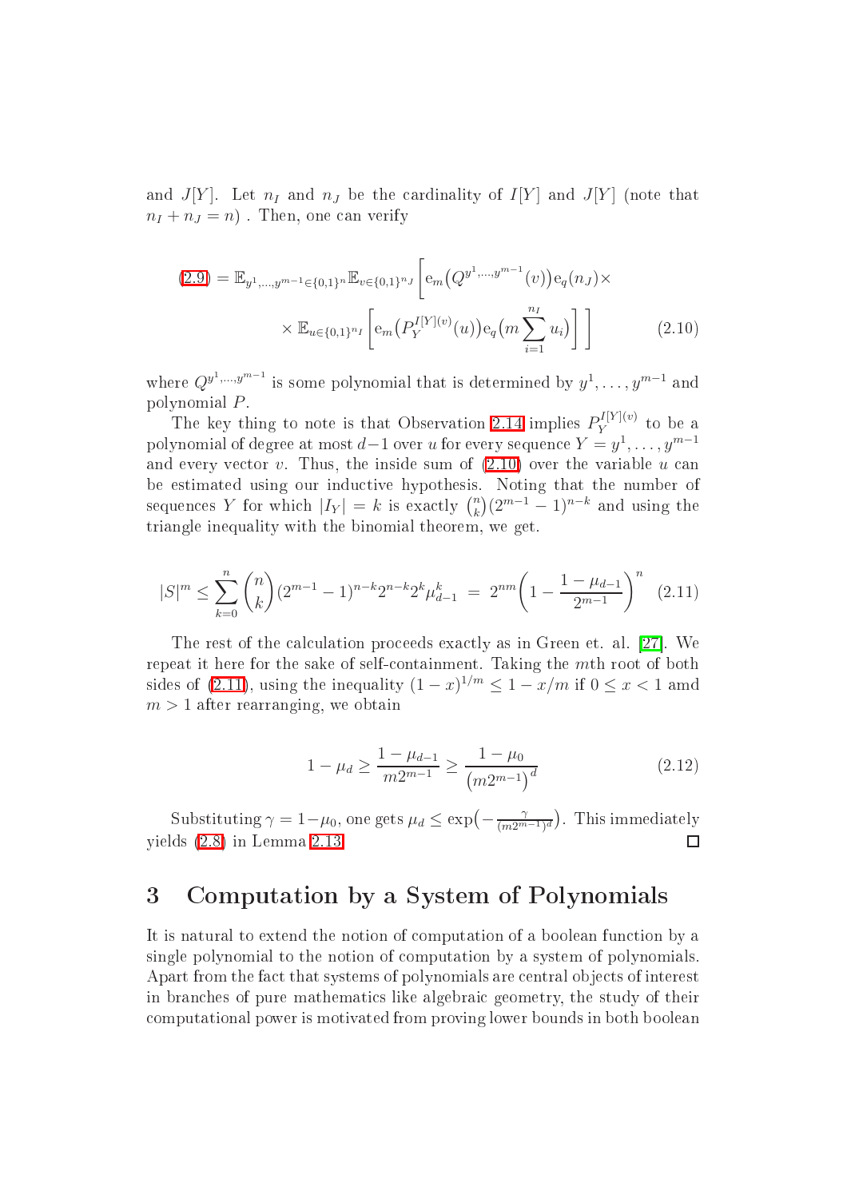and $J[Y]$. Let $n_I$ and $n_J$ be the cardinality of $I[Y]$ and $J[Y]$ (note that $n_I + n_J = n$) . Then, one can verify

$$
\begin{aligned}
(2.9) = \mathbb{E}_{y^1,\ldots,y^{m-1}\in\{0,1\}^n}\mathbb{E}_{v\in\{0,1\}^{n_J}}\Big[\mathrm{e}_m\big(Q^{y^1,\ldots,y^{m-1}}(v)\big)\mathrm{e}_q(n_J)\times \\
\times\, \mathbb{E}_{u\in\{0,1\}^{n_I}}\Big[\mathrm{e}_m\big(P_Y^{I[Y](v)}(u)\big)\mathrm{e}_q\big(m\sum_{i=1}^{n_I}u_i\big)\Big]\Big]
\end{aligned}
\tag{2.10}
$$

where $Q^{y^1,\ldots,y^{m-1}}$ is some polynomial that is determined by $y^1,\ldots,y^{m-1}$ and polynomial $P$.

The key thing to note is that Observation 2.14 implies $P_Y^{I[Y](v)}$ to be a polynomial of degree at most $d-1$ over $u$ for every sequence $Y = y^1,\ldots,y^{m-1}$ and every vector $v$. Thus, the inside sum of (2.10) over the variable $u$ can be estimated using our inductive hypothesis. Noting that the number of sequences $Y$ for which $|I_Y| = k$ is exactly $\binom{n}{k}(2^{m-1}-1)^{n-k}$ and using the triangle inequality with the binomial theorem, we get.

$$
|S|^m \le \sum_{k=0}^{n}\binom{n}{k}(2^{m-1}-1)^{n-k}2^{n-k}2^k\mu_{d-1}^k \;=\; 2^{nm}\bigg(1-\frac{1-\mu_{d-1}}{2^{m-1}}\bigg)^n \tag{2.11}
$$

The rest of the calculation proceeds exactly as in Green et. al. [27]. We repeat it here for the sake of self-containment. Taking the $m$th root of both sides of (2.11), using the inequality $(1-x)^{1/m} \le 1 - x/m$ if $0 \le x < 1$ amd $m > 1$ after rearranging, we obtain

$$
1-\mu_d \ge \frac{1-\mu_{d-1}}{m2^{m-1}} \ge \frac{1-\mu_0}{\big(m2^{m-1}\big)^d} \tag{2.12}
$$

Substituting $\gamma = 1-\mu_0$, one gets $\mu_d \le \exp\big(-\frac{\gamma}{(m2^{m-1})^d}\big)$. This immediately yields (2.8) in Lemma 2.13. □

# 3 Computation by a System of Polynomials

It is natural to extend the notion of computation of a boolean function by a single polynomial to the notion of computation by a system of polynomials. Apart from the fact that systems of polynomials are central objects of interest in branches of pure mathematics like algebraic geometry, the study of their computational power is motivated from proving lower bounds in both boolean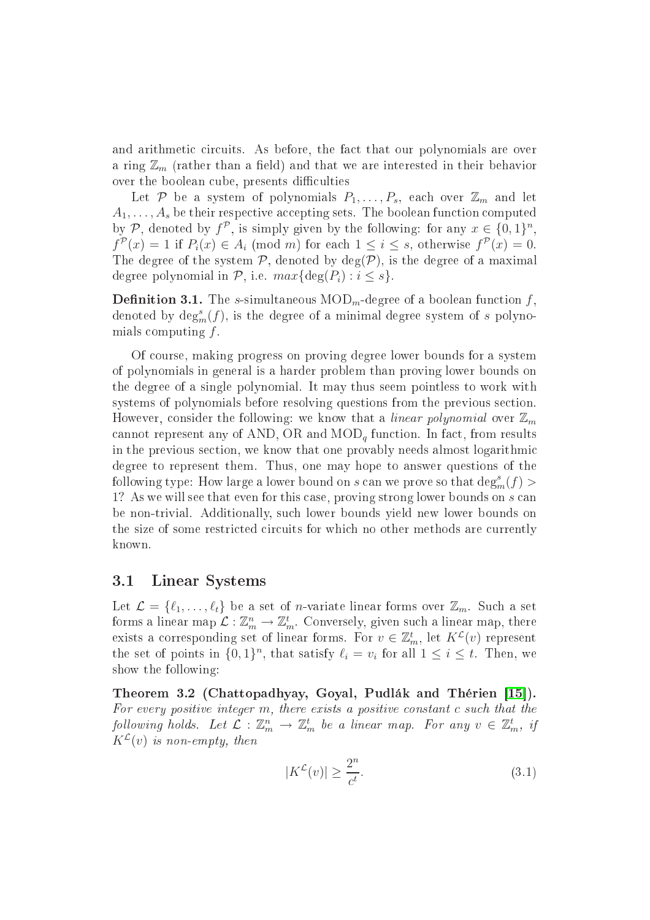and arithmetic circuits. As before, the fact that our polynomials are over a ring $\mathbb{Z}_m$ (rather than a field) and that we are interested in their behavior over the boolean cube, presents difficulties

Let $\mathcal{P}$ be a system of polynomials $P_1, \ldots, P_s$, each over $\mathbb{Z}_m$ and let $A_1, \ldots, A_s$ be their respective accepting sets. The boolean function computed by $\mathcal{P}$, denoted by $f^{\mathcal{P}}$, is simply given by the following: for any $x \in \{0,1\}^n$, $f^{\mathcal{P}}(x) = 1$ if $P_i(x) \in A_i \pmod{m}$ for each $1 \leq i \leq s$, otherwise $f^{\mathcal{P}}(x) = 0$. The degree of the system $\mathcal{P}$, denoted by $\deg(\mathcal{P})$, is the degree of a maximal degree polynomial in $\mathcal{P}$, i.e. $max\{\deg(P_i) : i \leq s\}$.

**Definition 3.1.** The $s$-simultaneous $\mathrm{MOD}_m$-degree of a boolean function $f$, denoted by $\deg_m^s(f)$, is the degree of a minimal degree system of $s$ polynomials computing $f$.

Of course, making progress on proving degree lower bounds for a system of polynomials in general is a harder problem than proving lower bounds on the degree of a single polynomial. It may thus seem pointless to work with systems of polynomials before resolving questions from the previous section. However, consider the following: we know that a *linear polynomial* over $\mathbb{Z}_m$ cannot represent any of AND, OR and $\mathrm{MOD}_q$ function. In fact, from results in the previous section, we know that one provably needs almost logarithmic degree to represent them. Thus, one may hope to answer questions of the following type: How large a lower bound on $s$ can we prove so that $\deg_m^s(f) > 1$? As we will see that even for this case, proving strong lower bounds on $s$ can be non-trivial. Additionally, such lower bounds yield new lower bounds on the size of some restricted circuits for which no other methods are currently known.

## 3.1 Linear Systems

Let $\mathcal{L} = \{\ell_1, \ldots, \ell_t\}$ be a set of $n$-variate linear forms over $\mathbb{Z}_m$. Such a set forms a linear map $\mathcal{L} : \mathbb{Z}_m^n \to \mathbb{Z}_m^t$. Conversely, given such a linear map, there exists a corresponding set of linear forms. For $v \in \mathbb{Z}_m^t$, let $K^{\mathcal{L}}(v)$ represent the set of points in $\{0,1\}^n$, that satisfy $\ell_i = v_i$ for all $1 \leq i \leq t$. Then, we show the following:

**Theorem 3.2 (Chattopadhyay, Goyal, Pudlák and Thérien [15]).** *For every positive integer $m$, there exists a positive constant $c$ such that the following holds. Let $\mathcal{L} : \mathbb{Z}_m^n \to \mathbb{Z}_m^t$ be a linear map. For any $v \in \mathbb{Z}_m^t$, if $K^{\mathcal{L}}(v)$ is non-empty, then*

$$|K^{\mathcal{L}}(v)| \geq \frac{2^n}{c^t}. \tag{3.1}$$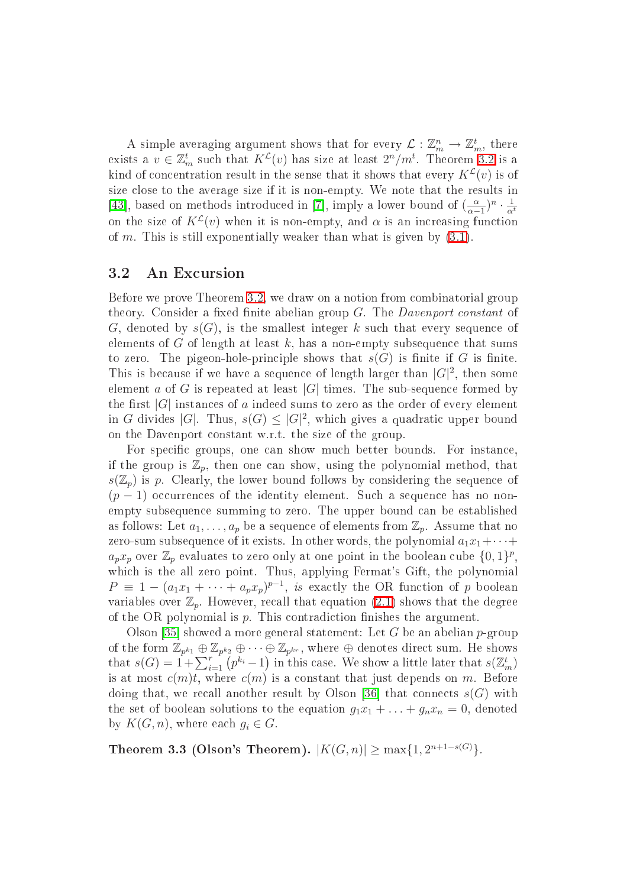A simple averaging argument shows that for every $\mathcal{L} : \mathbb{Z}_m^n \to \mathbb{Z}_m^t$, there exists a $v \in \mathbb{Z}_m^t$ such that $K^{\mathcal{L}}(v)$ has size at least $2^n/m^t$. Theorem 3.2 is a kind of concentration result in the sense that it shows that every $K^{\mathcal{L}}(v)$ is of size close to the average size if it is non-empty. We note that the results in [43], based on methods introduced in [7], imply a lower bound of $(\frac{\alpha}{\alpha-1})^n \cdot \frac{1}{\alpha^t}$ on the size of $K^{\mathcal{L}}(v)$ when it is non-empty, and $\alpha$ is an increasing function of $m$. This is still exponentially weaker than what is given by (3.1).

## 3.2 An Excursion

Before we prove Theorem 3.2, we draw on a notion from combinatorial group theory. Consider a fixed finite abelian group $G$. The *Davenport constant* of $G$, denoted by $s(G)$, is the smallest integer $k$ such that every sequence of elements of $G$ of length at least $k$, has a non-empty subsequence that sums to zero. The pigeon-hole-principle shows that $s(G)$ is finite if $G$ is finite. This is because if we have a sequence of length larger than $|G|^2$, then some element $a$ of $G$ is repeated at least $|G|$ times. The sub-sequence formed by the first $|G|$ instances of $a$ indeed sums to zero as the order of every element in $G$ divides $|G|$. Thus, $s(G) \le |G|^2$, which gives a quadratic upper bound on the Davenport constant w.r.t. the size of the group.

For specific groups, one can show much better bounds. For instance, if the group is $\mathbb{Z}_p$, then one can show, using the polynomial method, that $s(\mathbb{Z}_p)$ is $p$. Clearly, the lower bound follows by considering the sequence of $(p-1)$ occurrences of the identity element. Such a sequence has no non-empty subsequence summing to zero. The upper bound can be established as follows: Let $a_1, \ldots, a_p$ be a sequence of elements from $\mathbb{Z}_p$. Assume that no zero-sum subsequence of it exists. In other words, the polynomial $a_1x_1 + \cdots + a_px_p$ over $\mathbb{Z}_p$ evaluates to zero only at one point in the boolean cube $\{0,1\}^p$, which is the all zero point. Thus, applying Fermat's Gift, the polynomial $P \equiv 1 - (a_1x_1 + \cdots + a_px_p)^{p-1}$, *is* exactly the OR function of $p$ boolean variables over $\mathbb{Z}_p$. However, recall that equation (2.1) shows that the degree of the OR polynomial is $p$. This contradiction finishes the argument.

Olson [35] showed a more general statement: Let $G$ be an abelian $p$-group of the form $\mathbb{Z}_{p^{k_1}} \oplus \mathbb{Z}_{p^{k_2}} \oplus \cdots \oplus \mathbb{Z}_{p^{k_r}}$, where $\oplus$ denotes direct sum. He shows that $s(G) = 1 + \sum_{i=1}^{r} \left(p^{k_i} - 1\right)$ in this case. We show a little later that $s(\mathbb{Z}_m^t)$ is at most $c(m)t$, where $c(m)$ is a constant that just depends on $m$. Before doing that, we recall another result by Olson [36] that connects $s(G)$ with the set of boolean solutions to the equation $g_1x_1 + \ldots + g_nx_n = 0$, denoted by $K(G,n)$, where each $g_i \in G$.

**Theorem 3.3 (Olson's Theorem).** $|K(G,n)| \ge \max\{1, 2^{n+1-s(G)}\}$.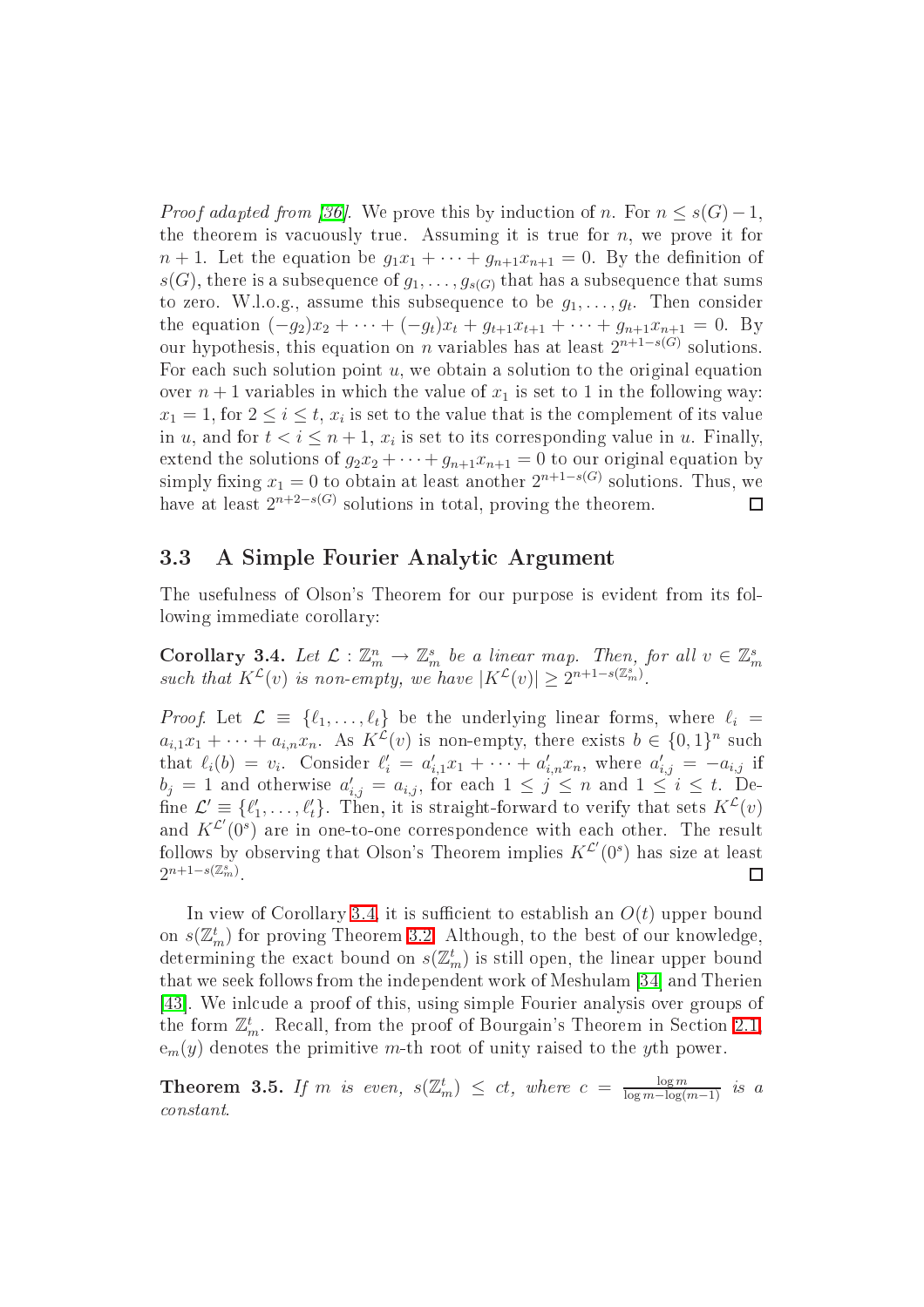*Proof adapted from [36].* We prove this by induction of $n$. For $n \leq s(G)-1$, the theorem is vacuously true. Assuming it is true for $n$, we prove it for $n+1$. Let the equation be $g_1x_1 + \cdots + g_{n+1}x_{n+1} = 0$. By the definition of $s(G)$, there is a subsequence of $g_1, \ldots, g_{s(G)}$ that has a subsequence that sums to zero. W.l.o.g., assume this subsequence to be $g_1, \ldots, g_t$. Then consider the equation $(-g_2)x_2 + \cdots + (-g_t)x_t + g_{t+1}x_{t+1} + \cdots + g_{n+1}x_{n+1} = 0$. By our hypothesis, this equation on $n$ variables has at least $2^{n+1-s(G)}$ solutions. For each such solution point $u$, we obtain a solution to the original equation over $n+1$ variables in which the value of $x_1$ is set to 1 in the following way: $x_1 = 1$, for $2 \leq i \leq t$, $x_i$ is set to the value that is the complement of its value in $u$, and for $t < i \leq n+1$, $x_i$ is set to its corresponding value in $u$. Finally, extend the solutions of $g_2x_2 + \cdots + g_{n+1}x_{n+1} = 0$ to our original equation by simply fixing $x_1 = 0$ to obtain at least another $2^{n+1-s(G)}$ solutions. Thus, we have at least $2^{n+2-s(G)}$ solutions in total, proving the theorem. □

## 3.3 A Simple Fourier Analytic Argument

The usefulness of Olson's Theorem for our purpose is evident from its following immediate corollary:

**Corollary 3.4.** *Let $\mathcal{L} : \mathbb{Z}_m^n \to \mathbb{Z}_m^s$ be a linear map. Then, for all $v \in \mathbb{Z}_m^s$ such that $K^{\mathcal{L}}(v)$ is non-empty, we have $|K^{\mathcal{L}}(v)| \geq 2^{n+1-s(\mathbb{Z}_m^s)}$.*

*Proof.* Let $\mathcal{L} \equiv \{\ell_1, \ldots, \ell_t\}$ be the underlying linear forms, where $\ell_i = a_{i,1}x_1 + \cdots + a_{i,n}x_n$. As $K^{\mathcal{L}}(v)$ is non-empty, there exists $b \in \{0,1\}^n$ such that $\ell_i(b) = v_i$. Consider $\ell'_i = a'_{i,1}x_1 + \cdots + a'_{i,n}x_n$, where $a'_{i,j} = -a_{i,j}$ if $b_j = 1$ and otherwise $a'_{i,j} = a_{i,j}$, for each $1 \leq j \leq n$ and $1 \leq i \leq t$. Define $\mathcal{L}' \equiv \{\ell'_1, \ldots, \ell'_t\}$. Then, it is straight-forward to verify that sets $K^{\mathcal{L}}(v)$ and $K^{\mathcal{L}'}(0^s)$ are in one-to-one correspondence with each other. The result follows by observing that Olson's Theorem implies $K^{\mathcal{L}'}(0^s)$ has size at least $2^{n+1-s(\mathbb{Z}_m^s)}$. □

In view of Corollary 3.4, it is sufficient to establish an $O(t)$ upper bound on $s(\mathbb{Z}_m^t)$ for proving Theorem 3.2. Although, to the best of our knowledge, determining the exact bound on $s(\mathbb{Z}_m^t)$ is still open, the linear upper bound that we seek follows from the independent work of Meshulam [34] and Therien [43]. We inlcude a proof of this, using simple Fourier analysis over groups of the form $\mathbb{Z}_m^t$. Recall, from the proof of Bourgain's Theorem in Section 2.1, $\mathrm{e}_m(y)$ denotes the primitive $m$-th root of unity raised to the $y$th power.

**Theorem 3.5.** *If $m$ is even, $s(\mathbb{Z}_m^t) \leq ct$, where $c = \frac{\log m}{\log m - \log(m-1)}$ is a constant.*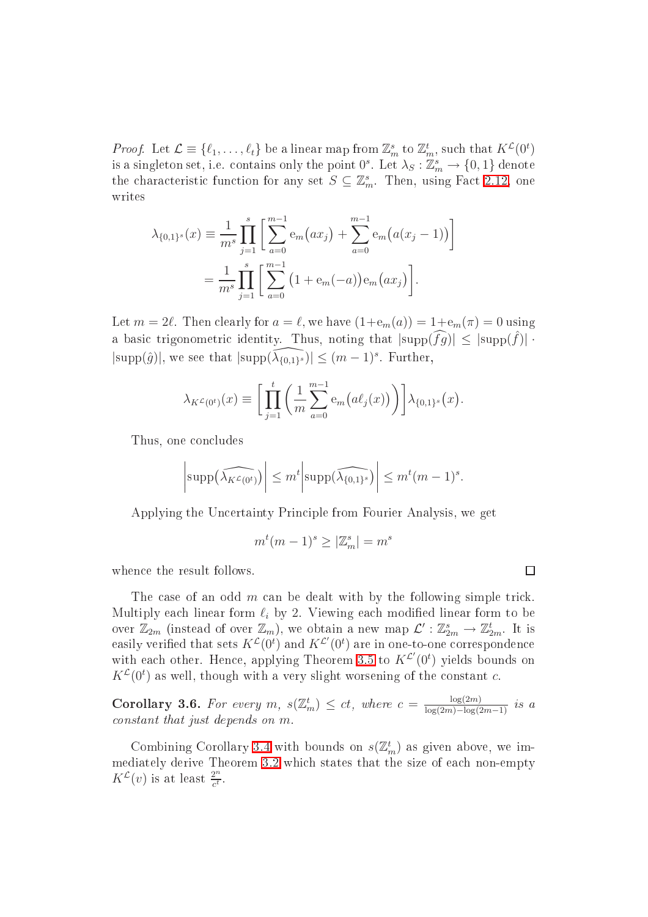*Proof.* Let $\mathcal{L} \equiv \{\ell_1, \ldots, \ell_t\}$ be a linear map from $\mathbb{Z}_m^s$ to $\mathbb{Z}_m^t$, such that $K^{\mathcal{L}}(0^t)$ is a singleton set, i.e. contains only the point $0^s$. Let $\lambda_S : \mathbb{Z}_m^s \to \{0, 1\}$ denote the characteristic function for any set $S \subseteq \mathbb{Z}_m^s$. Then, using Fact 2.12, one writes

$$\lambda_{\{0,1\}^s}(x) \equiv \frac{1}{m^s} \prod_{j=1}^{s} \left[ \sum_{a=0}^{m-1} \mathrm{e}_m\big(ax_j\big) + \sum_{a=0}^{m-1} \mathrm{e}_m\big(a(x_j - 1)\big) \right]$$
$$= \frac{1}{m^s} \prod_{j=1}^{s} \left[ \sum_{a=0}^{m-1} \big(1 + \mathrm{e}_m(-a)\big) \mathrm{e}_m\big(ax_j\big) \right].$$

Let $m = 2\ell$. Then clearly for $a = \ell$, we have $(1+\mathrm{e}_m(a)) = 1+\mathrm{e}_m(\pi) = 0$ using a basic trigonometric identity. Thus, noting that $|\mathrm{supp}(\widehat{fg})| \le |\mathrm{supp}(\hat{f})| \cdot |\mathrm{supp}(\hat{g})|$, we see that $|\mathrm{supp}(\widehat{\lambda_{\{0,1\}^s}})| \le (m-1)^s$. Further,

$$\lambda_{K^{\mathcal{L}}(0^t)}(x) \equiv \left[ \prod_{j=1}^{t} \left( \frac{1}{m} \sum_{a=0}^{m-1} \mathrm{e}_m\big(a\ell_j(x)\big) \right) \right] \lambda_{\{0,1\}^s}\big(x\big).$$

Thus, one concludes

$$\left| \mathrm{supp}\big(\widehat{\lambda_{K^{\mathcal{L}}(0^t)}}\big) \right| \le m^t \left| \mathrm{supp}\big(\widehat{\lambda_{\{0,1\}^s}}\big) \right| \le m^t (m-1)^s.$$

Applying the Uncertainty Principle from Fourier Analysis, we get

$$m^t (m-1)^s \ge |\mathbb{Z}_m^s| = m^s$$

whence the result follows. □

The case of an odd $m$ can be dealt with by the following simple trick. Multiply each linear form $\ell_i$ by 2. Viewing each modified linear form to be over $\mathbb{Z}_{2m}$ (instead of over $\mathbb{Z}_m$), we obtain a new map $\mathcal{L}' : \mathbb{Z}_{2m}^s \to \mathbb{Z}_{2m}^t$. It is easily verified that sets $K^{\mathcal{L}}(0^t)$ and $K^{\mathcal{L}'}(0^t)$ are in one-to-one correspondence with each other. Hence, applying Theorem 3.5 to $K^{\mathcal{L}'}(0^t)$ yields bounds on $K^{\mathcal{L}}(0^t)$ as well, though with a very slight worsening of the constant $c$.

**Corollary 3.6.** *For every $m$, $s(\mathbb{Z}_m^t) \le ct$, where $c = \frac{\log(2m)}{\log(2m) - \log(2m-1)}$ is a constant that just depends on $m$.*

Combining Corollary 3.4 with bounds on $s(\mathbb{Z}_m^t)$ as given above, we immediately derive Theorem 3.2 which states that the size of each non-empty $K^{\mathcal{L}}(v)$ is at least $\frac{2^n}{c^t}$.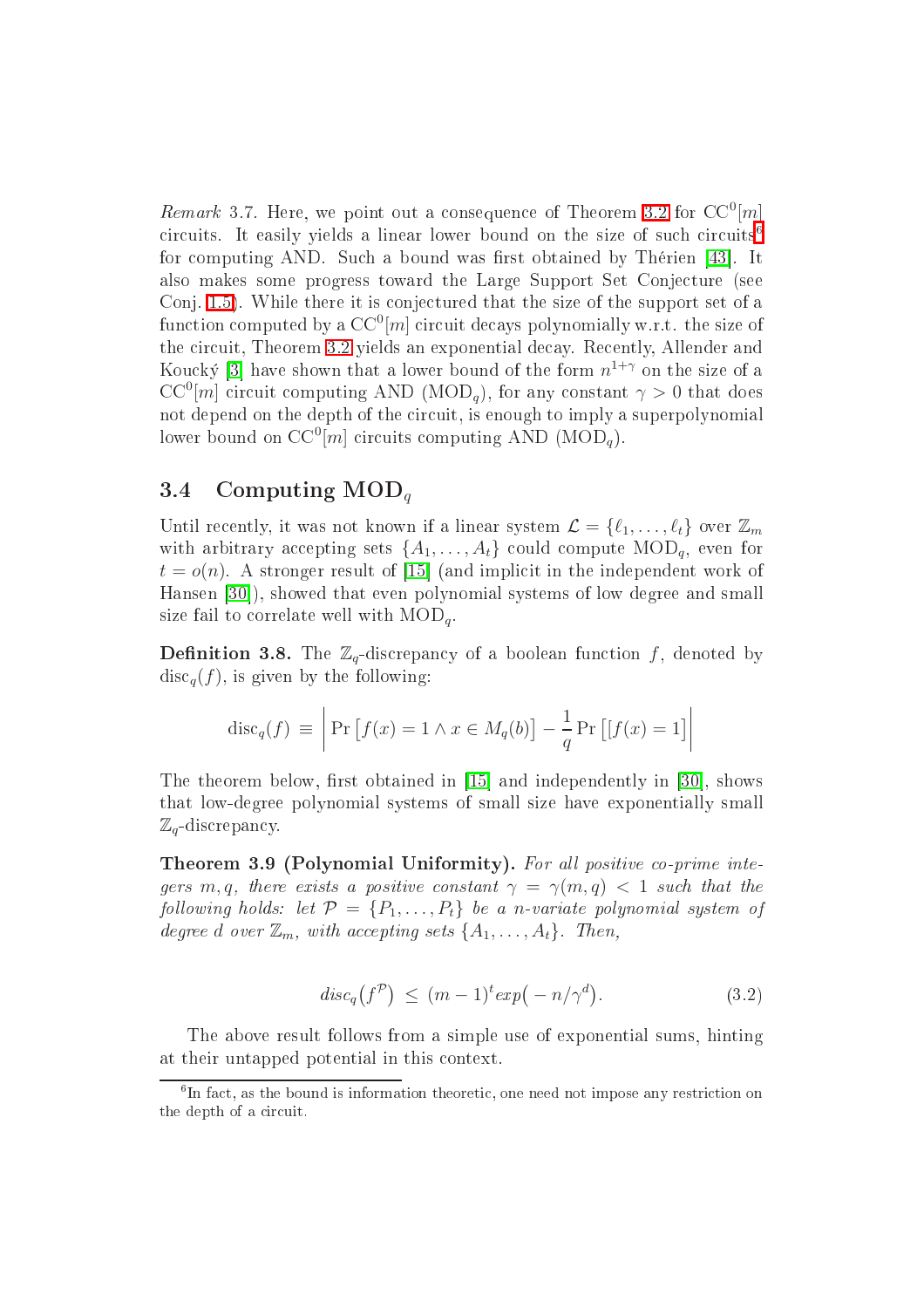*Remark* 3.7. Here, we point out a consequence of Theorem 3.2 for $\mathrm{CC}^0[m]$ circuits. It easily yields a linear lower bound on the size of such circuits[6] for computing AND. Such a bound was first obtained by Thérien [43]. It also makes some progress toward the Large Support Set Conjecture (see Conj. 1.5). While there it is conjectured that the size of the support set of a function computed by a $\mathrm{CC}^0[m]$ circuit decays polynomially w.r.t. the size of the circuit, Theorem 3.2 yields an exponential decay. Recently, Allender and Koucký [3] have shown that a lower bound of the form $n^{1+\gamma}$ on the size of a $\mathrm{CC}^0[m]$ circuit computing AND ($\mathrm{MOD}_q$), for any constant $\gamma > 0$ that does not depend on the depth of the circuit, is enough to imply a superpolynomial lower bound on $\mathrm{CC}^0[m]$ circuits computing AND ($\mathrm{MOD}_q$).

## 3.4 Computing $\mathrm{MOD}_q$

Until recently, it was not known if a linear system $\mathcal{L} = \{\ell_1, \ldots, \ell_t\}$ over $\mathbb{Z}_m$ with arbitrary accepting sets $\{A_1, \ldots, A_t\}$ could compute $\mathrm{MOD}_q$, even for $t = o(n)$. A stronger result of [15] (and implicit in the independent work of Hansen [30]), showed that even polynomial systems of low degree and small size fail to correlate well with $\mathrm{MOD}_q$.

**Definition 3.8.** The $\mathbb{Z}_q$-discrepancy of a boolean function $f$, denoted by $\mathrm{disc}_q(f)$, is given by the following:

$$\mathrm{disc}_q(f) \equiv \left| \Pr\left[f(x) = 1 \wedge x \in M_q(b)\right] - \frac{1}{q}\Pr\left[[f(x) = 1\right] \right|$$

The theorem below, first obtained in [15] and independently in [30], shows that low-degree polynomial systems of small size have exponentially small $\mathbb{Z}_q$-discrepancy.

**Theorem 3.9 (Polynomial Uniformity).** *For all positive co-prime integers $m, q$, there exists a positive constant $\gamma = \gamma(m, q) < 1$ such that the following holds: let $\mathcal{P} = \{P_1, \ldots, P_t\}$ be a $n$-variate polynomial system of degree $d$ over $\mathbb{Z}_m$, with accepting sets $\{A_1, \ldots, A_t\}$. Then,*

$$disc_q\big(f^{\mathcal{P}}\big) \le (m-1)^t exp\big(-n/\gamma^d\big). \tag{3.2}$$

The above result follows from a simple use of exponential sums, hinting at their untapped potential in this context.

[6] In fact, as the bound is information theoretic, one need not impose any restriction on the depth of a circuit.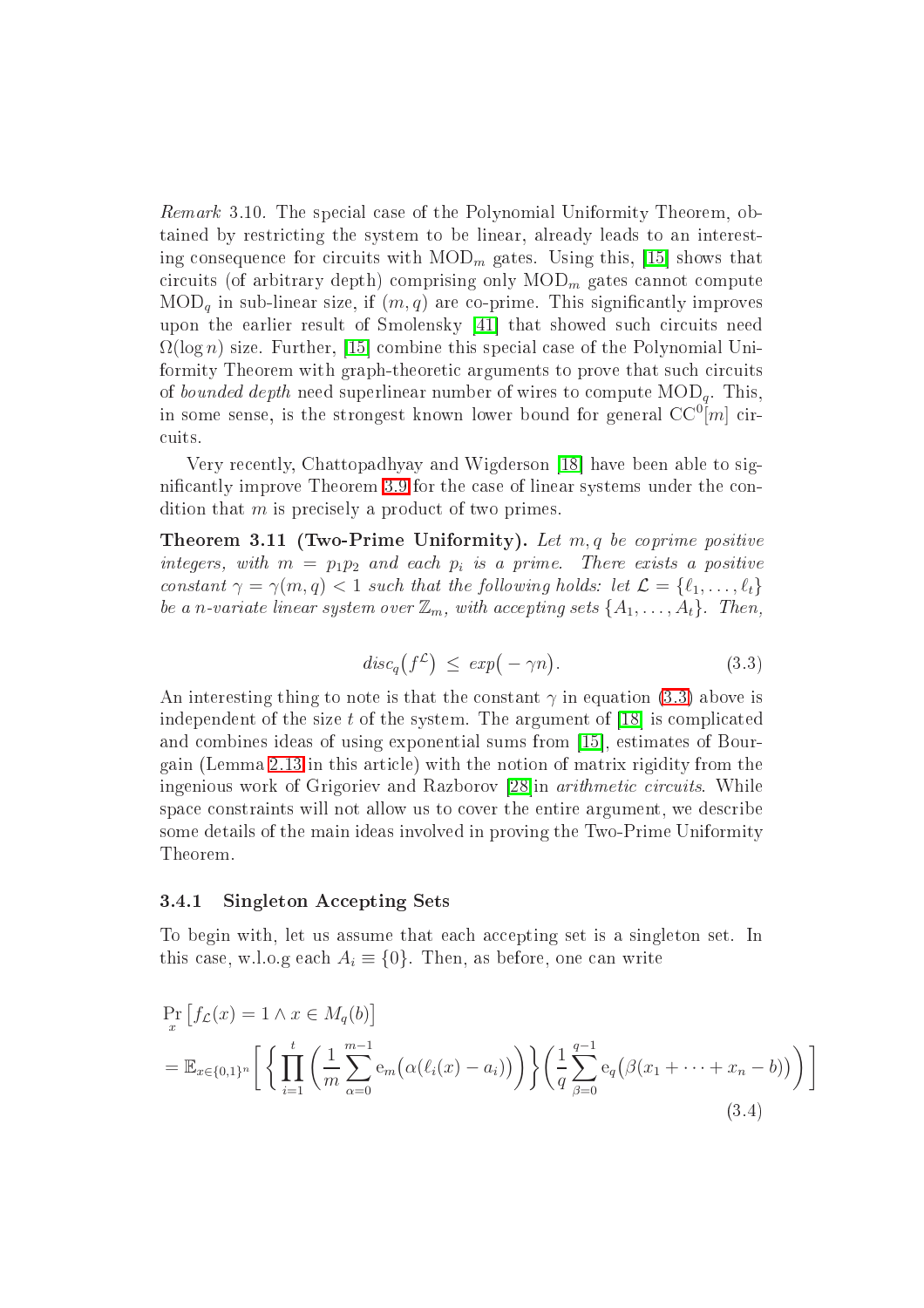*Remark* 3.10. The special case of the Polynomial Uniformity Theorem, obtained by restricting the system to be linear, already leads to an interesting consequence for circuits with $\text{MOD}_m$ gates. Using this, [15] shows that circuits (of arbitrary depth) comprising only $\text{MOD}_m$ gates cannot compute $\text{MOD}_q$ in sub-linear size, if $(m, q)$ are co-prime. This significantly improves upon the earlier result of Smolensky [41] that showed such circuits need $\Omega(\log n)$ size. Further, [15] combine this special case of the Polynomial Uniformity Theorem with graph-theoretic arguments to prove that such circuits of *bounded depth* need superlinear number of wires to compute $\text{MOD}_q$. This, in some sense, is the strongest known lower bound for general $\text{CC}^0[m]$ circuits.

Very recently, Chattopadhyay and Wigderson [18] have been able to significantly improve Theorem 3.9 for the case of linear systems under the condition that $m$ is precisely a product of two primes.

**Theorem 3.11 (Two-Prime Uniformity).** *Let $m, q$ be coprime positive integers, with $m = p_1 p_2$ and each $p_i$ is a prime. There exists a positive constant $\gamma = \gamma(m, q) < 1$ such that the following holds: let $\mathcal{L} = \{\ell_1, \ldots, \ell_t\}$ be a $n$-variate linear system over $\mathbb{Z}_m$, with accepting sets $\{A_1, \ldots, A_t\}$. Then,*

$$disc_q\big(f^{\mathcal{L}}\big) \;\leq\; exp\big(-\gamma n\big). \tag{3.3}$$

An interesting thing to note is that the constant $\gamma$ in equation (3.3) above is independent of the size $t$ of the system. The argument of [18] is complicated and combines ideas of using exponential sums from [15], estimates of Bourgain (Lemma 2.13 in this article) with the notion of matrix rigidity from the ingenious work of Grigoriev and Razborov [28] in *arithmetic circuits*. While space constraints will not allow us to cover the entire argument, we describe some details of the main ideas involved in proving the Two-Prime Uniformity Theorem.

### 3.4.1 Singleton Accepting Sets

To begin with, let us assume that each accepting set is a singleton set. In this case, w.l.o.g each $A_i \equiv \{0\}$. Then, as before, one can write

$$\begin{aligned}
&\Pr_x\big[f_{\mathcal{L}}(x) = 1 \wedge x \in M_q(b)\big] \\
&= \mathbb{E}_{x \in \{0,1\}^n}\Bigg[\Bigg\{\prod_{i=1}^{t}\Bigg(\frac{1}{m}\sum_{\alpha=0}^{m-1} \mathrm{e}_m\big(\alpha(\ell_i(x) - a_i)\big)\Bigg)\Bigg\}\Bigg(\frac{1}{q}\sum_{\beta=0}^{q-1} \mathrm{e}_q\big(\beta(x_1 + \cdots + x_n - b)\big)\Bigg)\Bigg]
\end{aligned} \tag{3.4}$$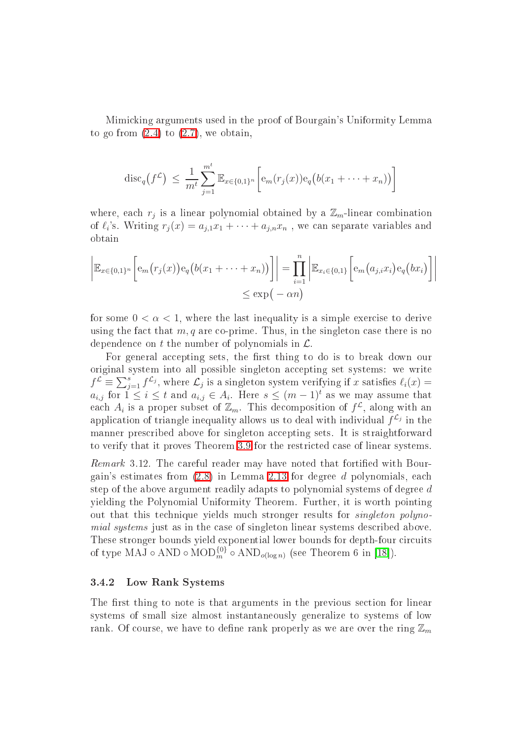Mimicking arguments used in the proof of Bourgain's Uniformity Lemma to go from (2.4) to (2.7), we obtain,

$$\mathrm{disc}_q\big(f^{\mathcal{L}}\big) \;\leq\; \frac{1}{m^t}\sum_{j=1}^{m^t} \mathbb{E}_{x\in\{0,1\}^n}\Big[\mathrm{e}_m(r_j(x))\mathrm{e}_q\big(b(x_1+\cdots+x_n)\big)\Big]$$

where, each $r_j$ is a linear polynomial obtained by a $\mathbb{Z}_m$-linear combination of $\ell_i$'s. Writing $r_j(x) = a_{j,1}x_1 + \cdots + a_{j,n}x_n$ , we can separate variables and obtain

$$\Big|\mathbb{E}_{x\in\{0,1\}^n}\Big[\mathrm{e}_m\big(r_j(x)\big)\mathrm{e}_q\big(b(x_1+\cdots+x_n)\big)\Big]\Big| = \prod_{i=1}^{n}\Big|\mathbb{E}_{x_i\in\{0,1\}}\Big[\mathrm{e}_m\big(a_{j,i}x_i\big)\mathrm{e}_q\big(bx_i\big)\Big]\Big|$$
$$\leq \exp\big(-\alpha n\big)$$

for some $0 < \alpha < 1$, where the last inequality is a simple exercise to derive using the fact that $m, q$ are co-prime. Thus, in the singleton case there is no dependence on $t$ the number of polynomials in $\mathcal{L}$.

For general accepting sets, the first thing to do is to break down our original system into all possible singleton accepting set systems: we write $f^{\mathcal{L}} \equiv \sum_{j=1}^{s} f^{\mathcal{L}_j}$, where $\mathcal{L}_j$ is a singleton system verifying if $x$ satisfies $\ell_i(x) = a_{i,j}$ for $1 \leq i \leq t$ and $a_{i,j} \in A_i$. Here $s \leq (m-1)^t$ as we may assume that each $A_i$ is a proper subset of $\mathbb{Z}_m$. This decomposition of $f^{\mathcal{L}}$, along with an application of triangle inequality allows us to deal with individual $f^{\mathcal{L}_j}$ in the manner prescribed above for singleton accepting sets. It is straightforward to verify that it proves Theorem 3.9 for the restricted case of linear systems.

*Remark* 3.12. The careful reader may have noted that fortified with Bourgain's estimates from (2.8) in Lemma 2.13 for degree $d$ polynomials, each step of the above argument readily adapts to polynomial systems of degree $d$ yielding the Polynomial Uniformity Theorem. Further, it is worth pointing out that this technique yields much stronger results for *singleton polynomial systems* just as in the case of singleton linear systems described above. These stronger bounds yield exponential lower bounds for depth-four circuits of type $\mathrm{MAJ} \circ \mathrm{AND} \circ \mathrm{MOD}_m^{\{0\}} \circ \mathrm{AND}_{o(\log n)}$ (see Theorem 6 in [18]).

### 3.4.2 Low Rank Systems

The first thing to note is that arguments in the previous section for linear systems of small size almost instantaneously generalize to systems of low rank. Of course, we have to define rank properly as we are over the ring $\mathbb{Z}_m$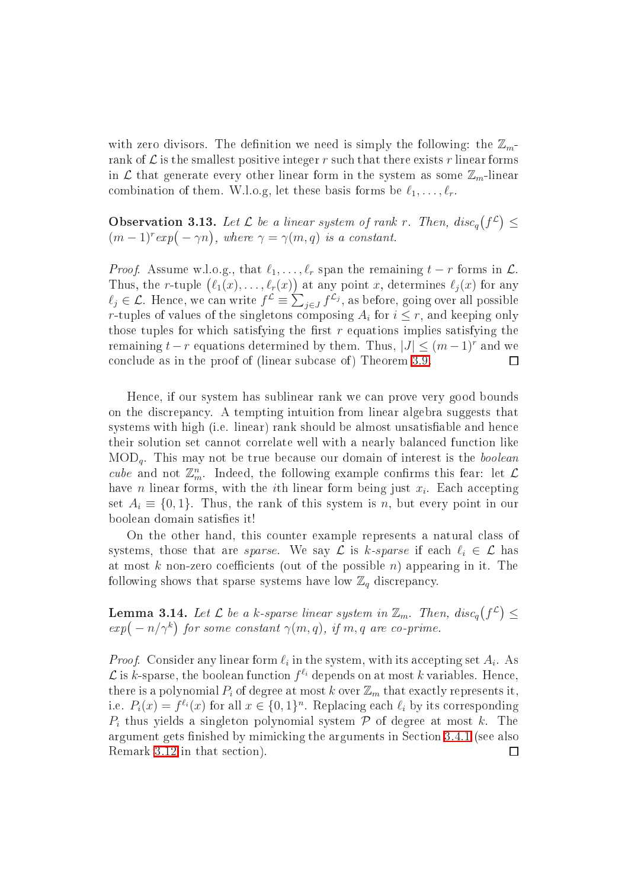with zero divisors. The definition we need is simply the following: the $\mathbb{Z}_m$-rank of $\mathcal{L}$ is the smallest positive integer $r$ such that there exists $r$ linear forms in $\mathcal{L}$ that generate every other linear form in the system as some $\mathbb{Z}_m$-linear combination of them. W.l.o.g, let these basis forms be $\ell_1, \ldots, \ell_r$.

**Observation 3.13.** *Let $\mathcal{L}$ be a linear system of rank $r$. Then, $disc_q\big(f^{\mathcal{L}}\big) \leq (m-1)^r exp\big(-\gamma n\big)$, where $\gamma = \gamma(m, q)$ is a constant.*

*Proof.* Assume w.l.o.g., that $\ell_1, \ldots, \ell_r$ span the remaining $t - r$ forms in $\mathcal{L}$. Thus, the $r$-tuple $\big(\ell_1(x), \ldots, \ell_r(x)\big)$ at any point $x$, determines $\ell_j(x)$ for any $\ell_j \in \mathcal{L}$. Hence, we can write $f^{\mathcal{L}} \equiv \sum_{j \in J} f^{\mathcal{L}_j}$, as before, going over all possible $r$-tuples of values of the singletons composing $A_i$ for $i \leq r$, and keeping only those tuples for which satisfying the first $r$ equations implies satisfying the remaining $t - r$ equations determined by them. Thus, $|J| \leq (m-1)^r$ and we conclude as in the proof of (linear subcase of) Theorem 3.9. ◻

Hence, if our system has sublinear rank we can prove very good bounds on the discrepancy. A tempting intuition from linear algebra suggests that systems with high (i.e. linear) rank should be almost unsatisfiable and hence their solution set cannot correlate well with a nearly balanced function like $\mathrm{MOD}_q$. This may not be true because our domain of interest is the *boolean cube* and not $\mathbb{Z}_m^n$. Indeed, the following example confirms this fear: let $\mathcal{L}$ have $n$ linear forms, with the $i$th linear form being just $x_i$. Each accepting set $A_i \equiv \{0, 1\}$. Thus, the rank of this system is $n$, but every point in our boolean domain satisfies it!

On the other hand, this counter example represents a natural class of systems, those that are *sparse*. We say $\mathcal{L}$ is *$k$-sparse* if each $\ell_i \in \mathcal{L}$ has at most $k$ non-zero coefficients (out of the possible $n$) appearing in it. The following shows that sparse systems have low $\mathbb{Z}_q$ discrepancy.

**Lemma 3.14.** *Let $\mathcal{L}$ be a $k$-sparse linear system in $\mathbb{Z}_m$. Then, $disc_q\big(f^{\mathcal{L}}\big) \leq exp\big(-n/\gamma^k\big)$ for some constant $\gamma(m, q)$, if $m, q$ are co-prime.*

*Proof.* Consider any linear form $\ell_i$ in the system, with its accepting set $A_i$. As $\mathcal{L}$ is $k$-sparse, the boolean function $f^{\ell_i}$ depends on at most $k$ variables. Hence, there is a polynomial $P_i$ of degree at most $k$ over $\mathbb{Z}_m$ that exactly represents it, i.e. $P_i(x) = f^{\ell_i}(x)$ for all $x \in \{0, 1\}^n$. Replacing each $\ell_i$ by its corresponding $P_i$ thus yields a singleton polynomial system $\mathcal{P}$ of degree at most $k$. The argument gets finished by mimicking the arguments in Section 3.4.1 (see also Remark 3.12 in that section). ◻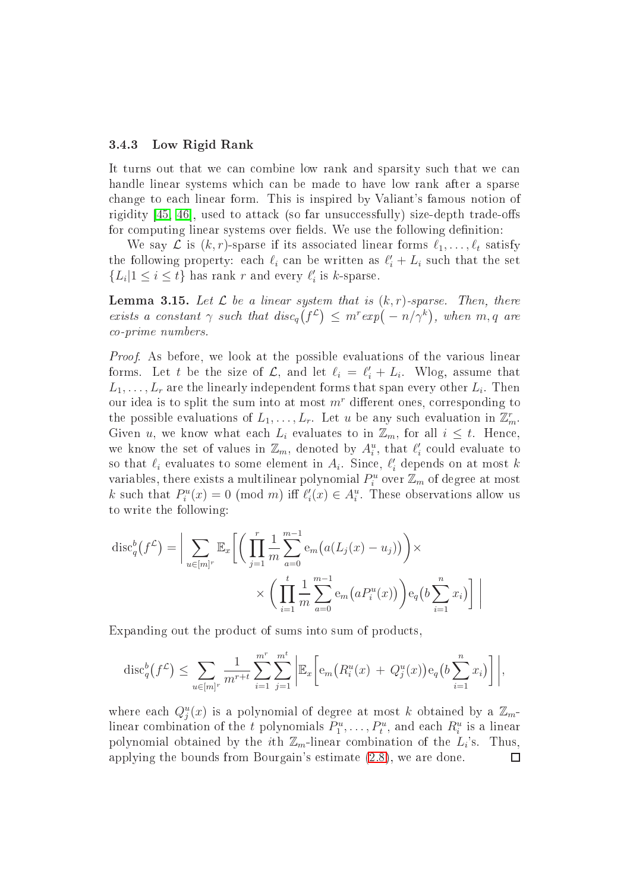### 3.4.3 Low Rigid Rank

It turns out that we can combine low rank and sparsity such that we can handle linear systems which can be made to have low rank after a sparse change to each linear form. This is inspired by Valiant's famous notion of rigidity [45, 46], used to attack (so far unsuccessfully) size-depth trade-offs for computing linear systems over fields. We use the following definition:

We say $\mathcal{L}$ is $(k, r)$-sparse if its associated linear forms $\ell_1, \ldots, \ell_t$ satisfy the following property: each $\ell_i$ can be written as $\ell'_i + L_i$ such that the set $\{L_i | 1 \leq i \leq t\}$ has rank $r$ and every $\ell'_i$ is $k$-sparse.

**Lemma 3.15.** *Let $\mathcal{L}$ be a linear system that is $(k, r)$-sparse. Then, there exists a constant $\gamma$ such that $disc_q(f^{\mathcal{L}}) \leq m^r exp(-n/\gamma^k)$, when $m, q$ are co-prime numbers.*

*Proof.* As before, we look at the possible evaluations of the various linear forms. Let $t$ be the size of $\mathcal{L}$, and let $\ell_i = \ell'_i + L_i$. Wlog, assume that $L_1, \ldots, L_r$ are the linearly independent forms that span every other $L_i$. Then our idea is to split the sum into at most $m^r$ different ones, corresponding to the possible evaluations of $L_1, \ldots, L_r$. Let $u$ be any such evaluation in $\mathbb{Z}_m^r$. Given $u$, we know what each $L_i$ evaluates to in $\mathbb{Z}_m$, for all $i \leq t$. Hence, we know the set of values in $\mathbb{Z}_m$, denoted by $A_i^u$, that $\ell'_i$ could evaluate to so that $\ell_i$ evaluates to some element in $A_i$. Since, $\ell'_i$ depends on at most $k$ variables, there exists a multilinear polynomial $P_i^u$ over $\mathbb{Z}_m$ of degree at most $k$ such that $P_i^u(x) = 0 \pmod{m}$ iff $\ell'_i(x) \in A_i^u$. These observations allow us to write the following:

$$\mathrm{disc}_q^b(f^{\mathcal{L}}) = \Bigg| \sum_{u \in [m]^r} \mathbb{E}_x \Bigg[ \Bigg( \prod_{j=1}^{r} \frac{1}{m} \sum_{a=0}^{m-1} \mathrm{e}_m\big(a(L_j(x) - u_j)\big) \Bigg) \times \\ \times \Bigg( \prod_{i=1}^{t} \frac{1}{m} \sum_{a=0}^{m-1} \mathrm{e}_m\big(aP_i^u(x)\big) \Bigg) \mathrm{e}_q\Big(b \sum_{i=1}^{n} x_i\Big) \Bigg] \Bigg|$$

Expanding out the product of sums into sum of products,

$$\mathrm{disc}_q^b(f^{\mathcal{L}}) \leq \sum_{u \in [m]^r} \frac{1}{m^{r+t}} \sum_{i=1}^{m^r} \sum_{j=1}^{m^t} \Bigg| \mathbb{E}_x \Bigg[ \mathrm{e}_m\big(R_i^u(x) + Q_j^u(x)\big) \mathrm{e}_q\Big(b \sum_{i=1}^{n} x_i\Big) \Bigg] \Bigg|,$$

where each $Q_j^u(x)$ is a polynomial of degree at most $k$ obtained by a $\mathbb{Z}_m$-linear combination of the $t$ polynomials $P_1^u, \ldots, P_t^u$, and each $R_i^u$ is a linear polynomial obtained by the $i$th $\mathbb{Z}_m$-linear combination of the $L_i$'s. Thus, applying the bounds from Bourgain's estimate (2.8), we are done. $\square$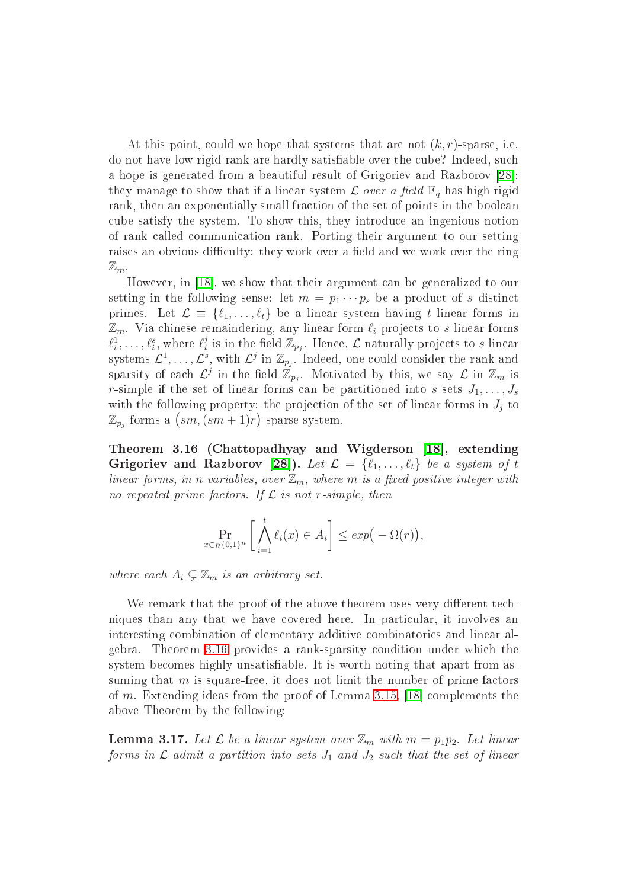At this point, could we hope that systems that are not $(k, r)$-sparse, i.e. do not have low rigid rank are hardly satisfiable over the cube? Indeed, such a hope is generated from a beautiful result of Grigoriev and Razborov [28]: they manage to show that if a linear system $\mathcal{L}$ *over a field* $\mathbb{F}_q$ has high rigid rank, then an exponentially small fraction of the set of points in the boolean cube satisfy the system. To show this, they introduce an ingenious notion of rank called communication rank. Porting their argument to our setting raises an obvious difficulty: they work over a field and we work over the ring $\mathbb{Z}_m$.

However, in [18], we show that their argument can be generalized to our setting in the following sense: let $m = p_1 \cdots p_s$ be a product of $s$ distinct primes. Let $\mathcal{L} \equiv \{\ell_1, \ldots, \ell_t\}$ be a linear system having $t$ linear forms in $\mathbb{Z}_m$. Via chinese remaindering, any linear form $\ell_i$ projects to $s$ linear forms $\ell_i^1, \ldots, \ell_i^s$, where $\ell_i^j$ is in the field $\mathbb{Z}_{p_j}$. Hence, $\mathcal{L}$ naturally projects to $s$ linear systems $\mathcal{L}^1, \ldots, \mathcal{L}^s$, with $\mathcal{L}^j$ in $\mathbb{Z}_{p_j}$. Indeed, one could consider the rank and sparsity of each $\mathcal{L}^j$ in the field $\mathbb{Z}_{p_j}$. Motivated by this, we say $\mathcal{L}$ in $\mathbb{Z}_m$ is $r$-simple if the set of linear forms can be partitioned into $s$ sets $J_1, \ldots, J_s$ with the following property: the projection of the set of linear forms in $J_j$ to $\mathbb{Z}_{p_j}$ forms a $\big(sm, (sm+1)r\big)$-sparse system.

**Theorem 3.16 (Chattopadhyay and Wigderson [18], extending Grigoriev and Razborov [28]).** *Let $\mathcal{L} = \{\ell_1, \ldots, \ell_t\}$ be a system of $t$ linear forms, in $n$ variables, over $\mathbb{Z}_m$, where $m$ is a fixed positive integer with no repeated prime factors. If $\mathcal{L}$ is not $r$-simple, then*

$$\Pr_{x \in_R \{0,1\}^n}\left[\bigwedge_{i=1}^{t} \ell_i(x) \in A_i\right] \le exp\big(-\Omega(r)\big),$$

*where each $A_i \subsetneq \mathbb{Z}_m$ is an arbitrary set.*

We remark that the proof of the above theorem uses very different techniques than any that we have covered here. In particular, it involves an interesting combination of elementary additive combinatorics and linear algebra. Theorem 3.16 provides a rank-sparsity condition under which the system becomes highly unsatisfiable. It is worth noting that apart from assuming that $m$ is square-free, it does not limit the number of prime factors of $m$. Extending ideas from the proof of Lemma 3.15, [18] complements the above Theorem by the following:

**Lemma 3.17.** *Let $\mathcal{L}$ be a linear system over $\mathbb{Z}_m$ with $m = p_1 p_2$. Let linear forms in $\mathcal{L}$ admit a partition into sets $J_1$ and $J_2$ such that the set of linear*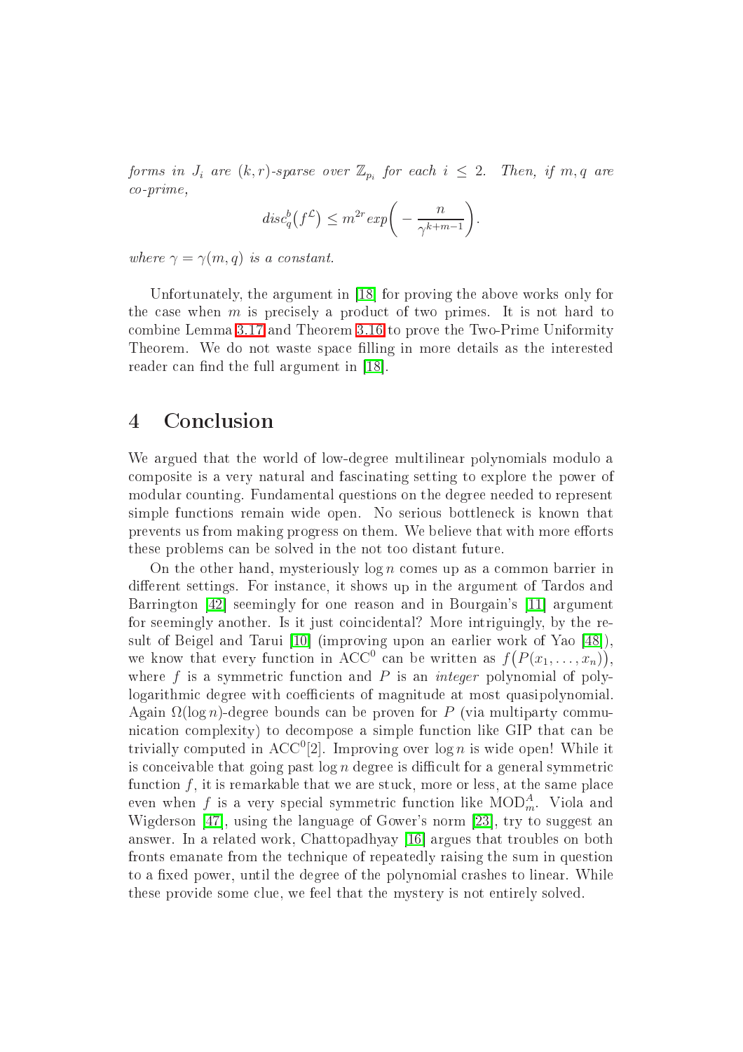*forms in $J_i$ are $(k,r)$-sparse over $\mathbb{Z}_{p_i}$ for each $i \leq 2$. Then, if $m, q$ are co-prime,*

$$disc_q^b\big(f^{\mathcal{L}}\big) \leq m^{2r} exp\bigg(-\frac{n}{\gamma^{k+m-1}}\bigg).$$

*where $\gamma = \gamma(m,q)$ is a constant.*

Unfortunately, the argument in [18] for proving the above works only for the case when $m$ is precisely a product of two primes. It is not hard to combine Lemma 3.17 and Theorem 3.16 to prove the Two-Prime Uniformity Theorem. We do not waste space filling in more details as the interested reader can find the full argument in [18].

# 4 Conclusion

We argued that the world of low-degree multilinear polynomials modulo a composite is a very natural and fascinating setting to explore the power of modular counting. Fundamental questions on the degree needed to represent simple functions remain wide open. No serious bottleneck is known that prevents us from making progress on them. We believe that with more efforts these problems can be solved in the not too distant future.

On the other hand, mysteriously $\log n$ comes up as a common barrier in different settings. For instance, it shows up in the argument of Tardos and Barrington [42] seemingly for one reason and in Bourgain's [11] argument for seemingly another. Is it just coincidental? More intriguingly, by the result of Beigel and Tarui [10] (improving upon an earlier work of Yao [48]), we know that every function in $\mathrm{ACC}^0$ can be written as $f\big(P(x_1,\ldots,x_n)\big)$, where $f$ is a symmetric function and $P$ is an *integer* polynomial of polylogarithmic degree with coefficients of magnitude at most quasipolynomial. Again $\Omega(\log n)$-degree bounds can be proven for $P$ (via multiparty communication complexity) to decompose a simple function like GIP that can be trivially computed in $\mathrm{ACC}^0$[2]. Improving over $\log n$ is wide open! While it is conceivable that going past $\log n$ degree is difficult for a general symmetric function $f$, it is remarkable that we are stuck, more or less, at the same place even when $f$ is a very special symmetric function like $\mathrm{MOD}_m^A$. Viola and Wigderson [47], using the language of Gower's norm [23], try to suggest an answer. In a related work, Chattopadhyay [16] argues that troubles on both fronts emanate from the technique of repeatedly raising the sum in question to a fixed power, until the degree of the polynomial crashes to linear. While these provide some clue, we feel that the mystery is not entirely solved.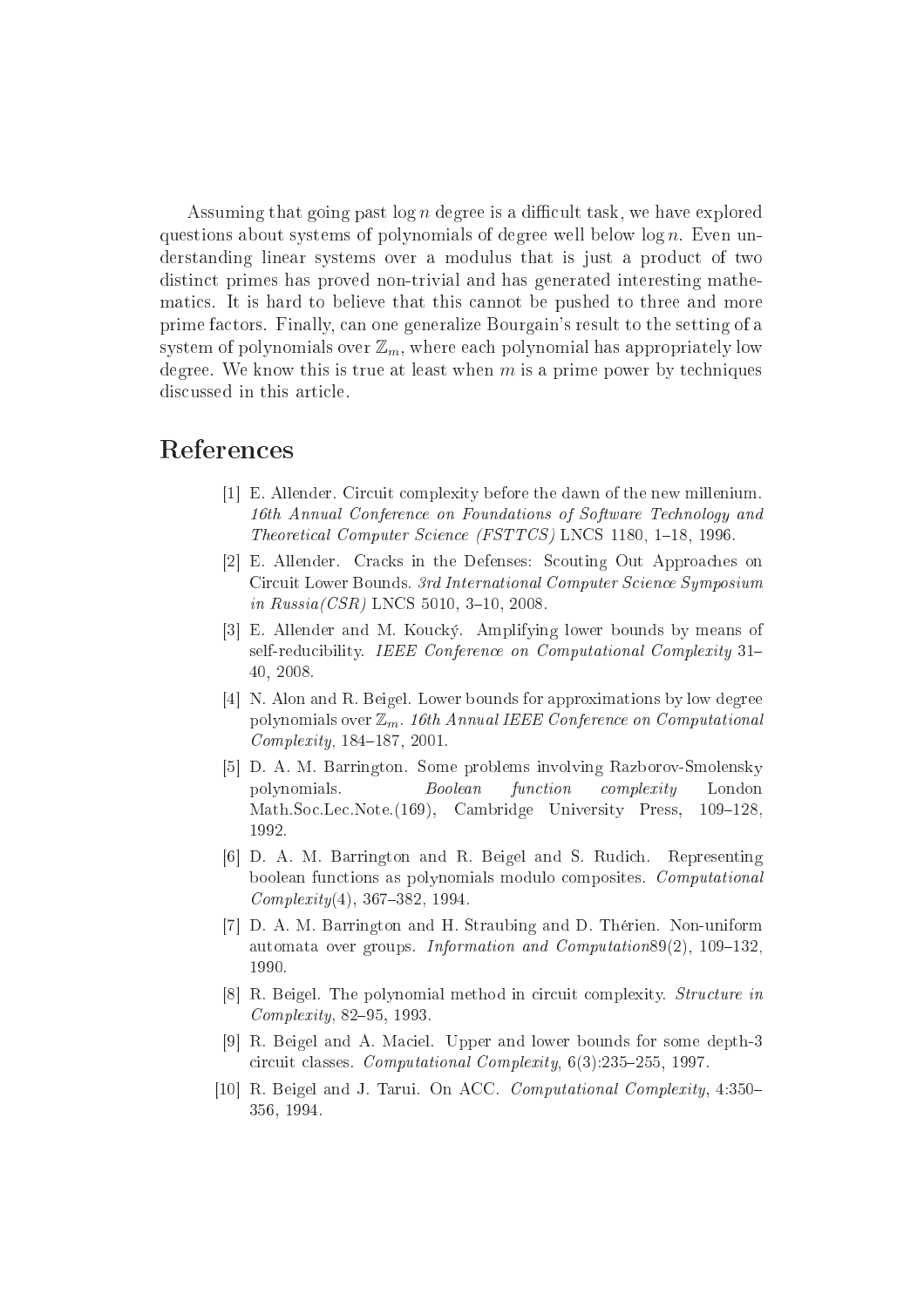Assuming that going past $\log n$ degree is a difficult task, we have explored questions about systems of polynomials of degree well below $\log n$. Even understanding linear systems over a modulus that is just a product of two distinct primes has proved non-trivial and has generated interesting mathematics. It is hard to believe that this cannot be pushed to three and more prime factors. Finally, can one generalize Bourgain's result to the setting of a system of polynomials over $\mathbb{Z}_m$, where each polynomial has appropriately low degree. We know this is true at least when $m$ is a prime power by techniques discussed in this article.

## References

[1] E. Allender. Circuit complexity before the dawn of the new millenium. *16th Annual Conference on Foundations of Software Technology and Theoretical Computer Science (FSTTCS)* LNCS 1180, 1–18, 1996.

[2] E. Allender. Cracks in the Defenses: Scouting Out Approaches on Circuit Lower Bounds. *3rd International Computer Science Symposium in Russia(CSR)* LNCS 5010, 3–10, 2008.

[3] E. Allender and M. Koucký. Amplifying lower bounds by means of self-reducibility. *IEEE Conference on Computational Complexity* 31–40, 2008.

[4] N. Alon and R. Beigel. Lower bounds for approximations by low degree polynomials over $\mathbb{Z}_m$. *16th Annual IEEE Conference on Computational Complexity*, 184–187, 2001.

[5] D. A. M. Barrington. Some problems involving Razborov-Smolensky polynomials. *Boolean function complexity* London Math.Soc.Lec.Note.(169), Cambridge University Press, 109–128, 1992.

[6] D. A. M. Barrington and R. Beigel and S. Rudich. Representing boolean functions as polynomials modulo composites. *Computational Complexity*(4), 367–382, 1994.

[7] D. A. M. Barrington and H. Straubing and D. Thérien. Non-uniform automata over groups. *Information and Computation*89(2), 109–132, 1990.

[8] R. Beigel. The polynomial method in circuit complexity. *Structure in Complexity*, 82–95, 1993.

[9] R. Beigel and A. Maciel. Upper and lower bounds for some depth-3 circuit classes. *Computational Complexity*, 6(3):235–255, 1997.

[10] R. Beigel and J. Tarui. On ACC. *Computational Complexity*, 4:350–356, 1994.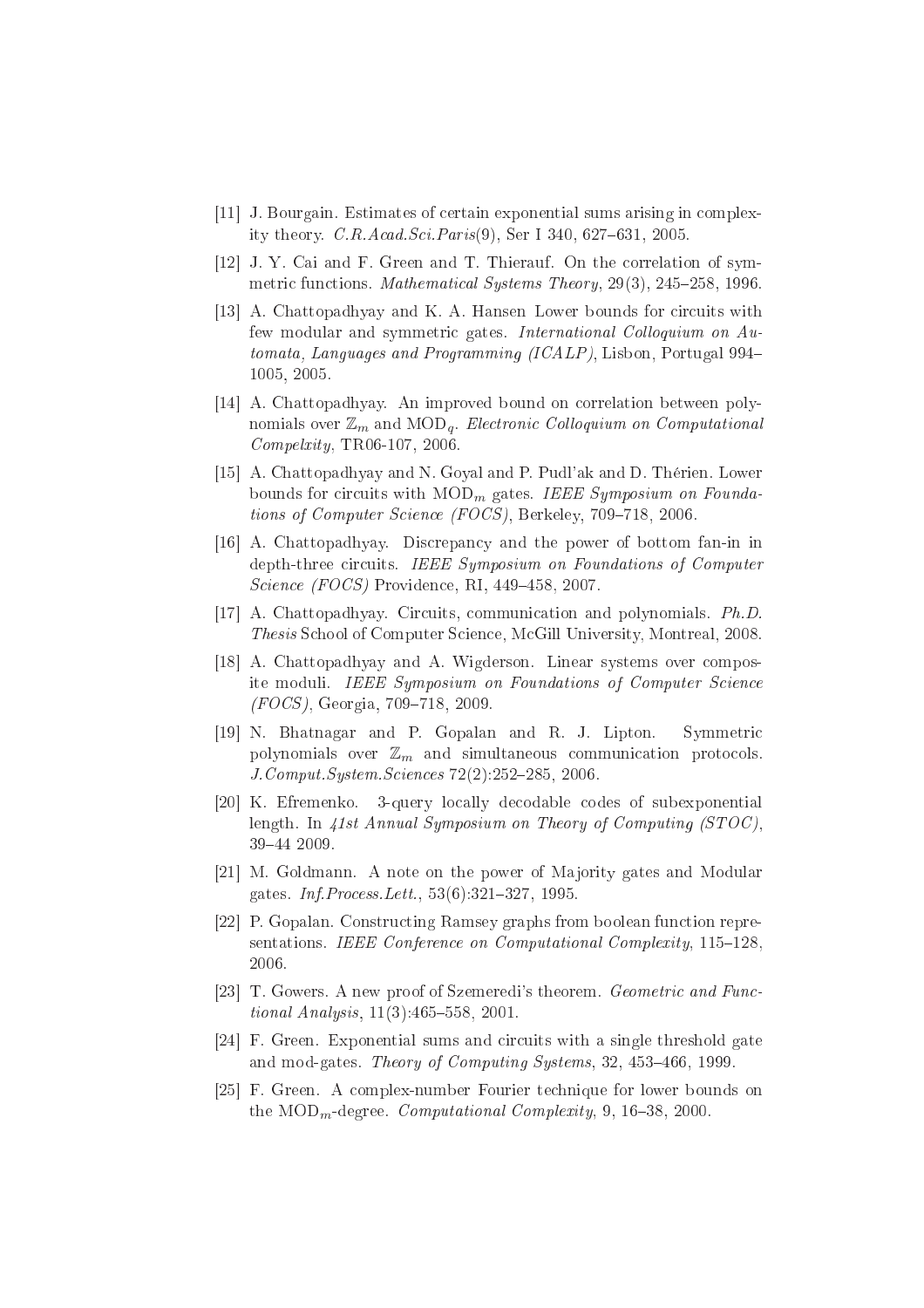[11] J. Bourgain. Estimates of certain exponential sums arising in complexity theory. *C.R.Acad.Sci.Paris*(9), Ser I 340, 627–631, 2005.

[12] J. Y. Cai and F. Green and T. Thierauf. On the correlation of symmetric functions. *Mathematical Systems Theory*, 29(3), 245–258, 1996.

[13] A. Chattopadhyay and K. A. Hansen Lower bounds for circuits with few modular and symmetric gates. *International Colloquium on Automata, Languages and Programming (ICALP)*, Lisbon, Portugal 994–1005, 2005.

[14] A. Chattopadhyay. An improved bound on correlation between polynomials over $\mathbb{Z}_m$ and $\mathrm{MOD}_q$. *Electronic Colloquium on Computational Compelxity*, TR06-107, 2006.

[15] A. Chattopadhyay and N. Goyal and P. Pudl'ak and D. Thérien. Lower bounds for circuits with $\mathrm{MOD}_m$ gates. *IEEE Symposium on Foundations of Computer Science (FOCS)*, Berkeley, 709–718, 2006.

[16] A. Chattopadhyay. Discrepancy and the power of bottom fan-in in depth-three circuits. *IEEE Symposium on Foundations of Computer Science (FOCS)* Providence, RI, 449–458, 2007.

[17] A. Chattopadhyay. Circuits, communication and polynomials. *Ph.D. Thesis* School of Computer Science, McGill University, Montreal, 2008.

[18] A. Chattopadhyay and A. Wigderson. Linear systems over composite moduli. *IEEE Symposium on Foundations of Computer Science (FOCS)*, Georgia, 709–718, 2009.

[19] N. Bhatnagar and P. Gopalan and R. J. Lipton. Symmetric polynomials over $\mathbb{Z}_m$ and simultaneous communication protocols. *J.Comput.System.Sciences* 72(2):252–285, 2006.

[20] K. Efremenko. 3-query locally decodable codes of subexponential length. In *41st Annual Symposium on Theory of Computing (STOC)*, 39–44 2009.

[21] M. Goldmann. A note on the power of Majority gates and Modular gates. *Inf.Process.Lett.*, 53(6):321–327, 1995.

[22] P. Gopalan. Constructing Ramsey graphs from boolean function representations. *IEEE Conference on Computational Complexity*, 115–128, 2006.

[23] T. Gowers. A new proof of Szemeredi's theorem. *Geometric and Functional Analysis*, 11(3):465–558, 2001.

[24] F. Green. Exponential sums and circuits with a single threshold gate and mod-gates. *Theory of Computing Systems*, 32, 453–466, 1999.

[25] F. Green. A complex-number Fourier technique for lower bounds on the $\mathrm{MOD}_m$-degree. *Computational Complexity*, 9, 16–38, 2000.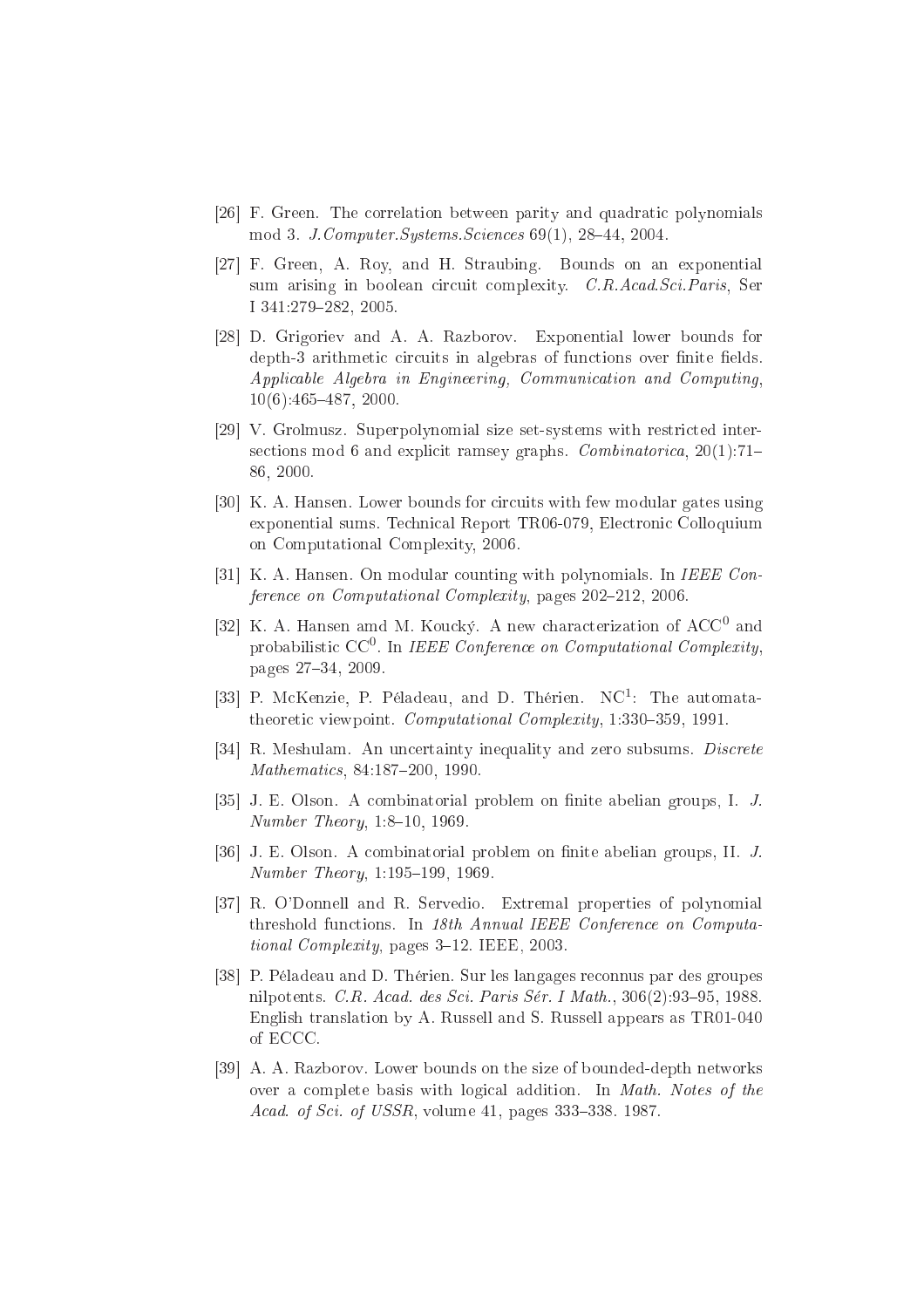[26] F. Green. The correlation between parity and quadratic polynomials mod 3. *J.Computer.Systems.Sciences* 69(1), 28–44, 2004.

[27] F. Green, A. Roy, and H. Straubing. Bounds on an exponential sum arising in boolean circuit complexity. *C.R.Acad.Sci.Paris*, Ser I 341:279–282, 2005.

[28] D. Grigoriev and A. A. Razborov. Exponential lower bounds for depth-3 arithmetic circuits in algebras of functions over finite fields. *Applicable Algebra in Engineering, Communication and Computing*, 10(6):465–487, 2000.

[29] V. Grolmusz. Superpolynomial size set-systems with restricted intersections mod 6 and explicit ramsey graphs. *Combinatorica*, 20(1):71–86, 2000.

[30] K. A. Hansen. Lower bounds for circuits with few modular gates using exponential sums. Technical Report TR06-079, Electronic Colloquium on Computational Complexity, 2006.

[31] K. A. Hansen. On modular counting with polynomials. In *IEEE Conference on Computational Complexity*, pages 202–212, 2006.

[32] K. A. Hansen amd M. Koucký. A new characterization of $\mathrm{ACC}^0$ and probabilistic $\mathrm{CC}^0$. In *IEEE Conference on Computational Complexity*, pages 27–34, 2009.

[33] P. McKenzie, P. Péladeau, and D. Thérien. $\mathrm{NC}^1$: The automata-theoretic viewpoint. *Computational Complexity*, 1:330–359, 1991.

[34] R. Meshulam. An uncertainty inequality and zero subsums. *Discrete Mathematics*, 84:187–200, 1990.

[35] J. E. Olson. A combinatorial problem on finite abelian groups, I. *J. Number Theory*, 1:8–10, 1969.

[36] J. E. Olson. A combinatorial problem on finite abelian groups, II. *J. Number Theory*, 1:195–199, 1969.

[37] R. O'Donnell and R. Servedio. Extremal properties of polynomial threshold functions. In *18th Annual IEEE Conference on Computational Complexity*, pages 3–12. IEEE, 2003.

[38] P. Péladeau and D. Thérien. Sur les langages reconnus par des groupes nilpotents. *C.R. Acad. des Sci. Paris Sér. I Math.*, 306(2):93–95, 1988. English translation by A. Russell and S. Russell appears as TR01-040 of ECCC.

[39] A. A. Razborov. Lower bounds on the size of bounded-depth networks over a complete basis with logical addition. In *Math. Notes of the Acad. of Sci. of USSR*, volume 41, pages 333–338. 1987.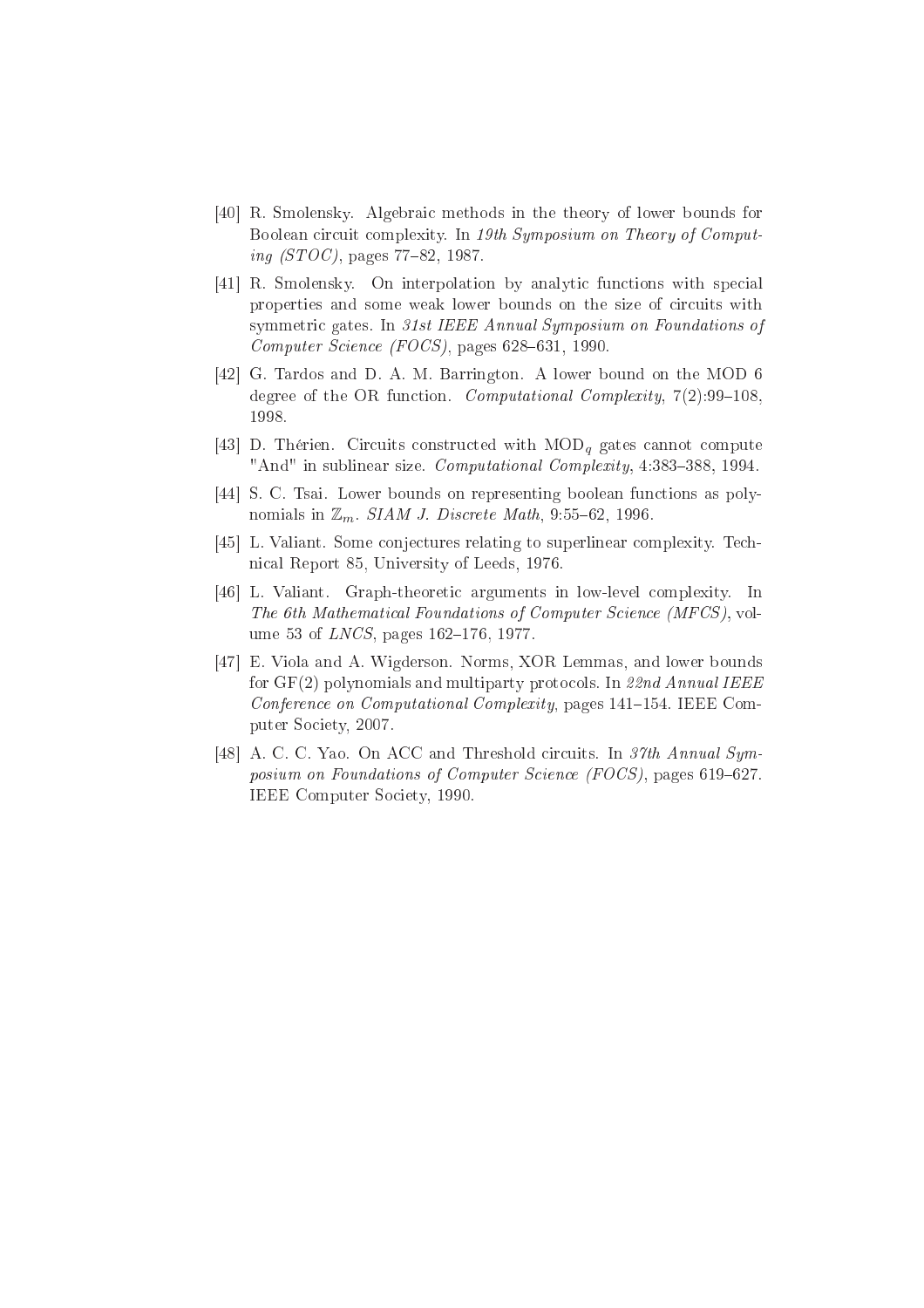[40] R. Smolensky. Algebraic methods in the theory of lower bounds for Boolean circuit complexity. In *19th Symposium on Theory of Computing (STOC)*, pages 77–82, 1987.

[41] R. Smolensky. On interpolation by analytic functions with special properties and some weak lower bounds on the size of circuits with symmetric gates. In *31st IEEE Annual Symposium on Foundations of Computer Science (FOCS)*, pages 628–631, 1990.

[42] G. Tardos and D. A. M. Barrington. A lower bound on the MOD 6 degree of the OR function. *Computational Complexity*, 7(2):99–108, 1998.

[43] D. Thérien. Circuits constructed with $\text{MOD}_q$ gates cannot compute "And" in sublinear size. *Computational Complexity*, 4:383–388, 1994.

[44] S. C. Tsai. Lower bounds on representing boolean functions as polynomials in $\mathbb{Z}_m$. *SIAM J. Discrete Math*, 9:55–62, 1996.

[45] L. Valiant. Some conjectures relating to superlinear complexity. Technical Report 85, University of Leeds, 1976.

[46] L. Valiant. Graph-theoretic arguments in low-level complexity. In *The 6th Mathematical Foundations of Computer Science (MFCS)*, volume 53 of *LNCS*, pages 162–176, 1977.

[47] E. Viola and A. Wigderson. Norms, XOR Lemmas, and lower bounds for GF(2) polynomials and multiparty protocols. In *22nd Annual IEEE Conference on Computational Complexity*, pages 141–154. IEEE Computer Society, 2007.

[48] A. C. C. Yao. On ACC and Threshold circuits. In *37th Annual Symposium on Foundations of Computer Science (FOCS)*, pages 619–627. IEEE Computer Society, 1990.